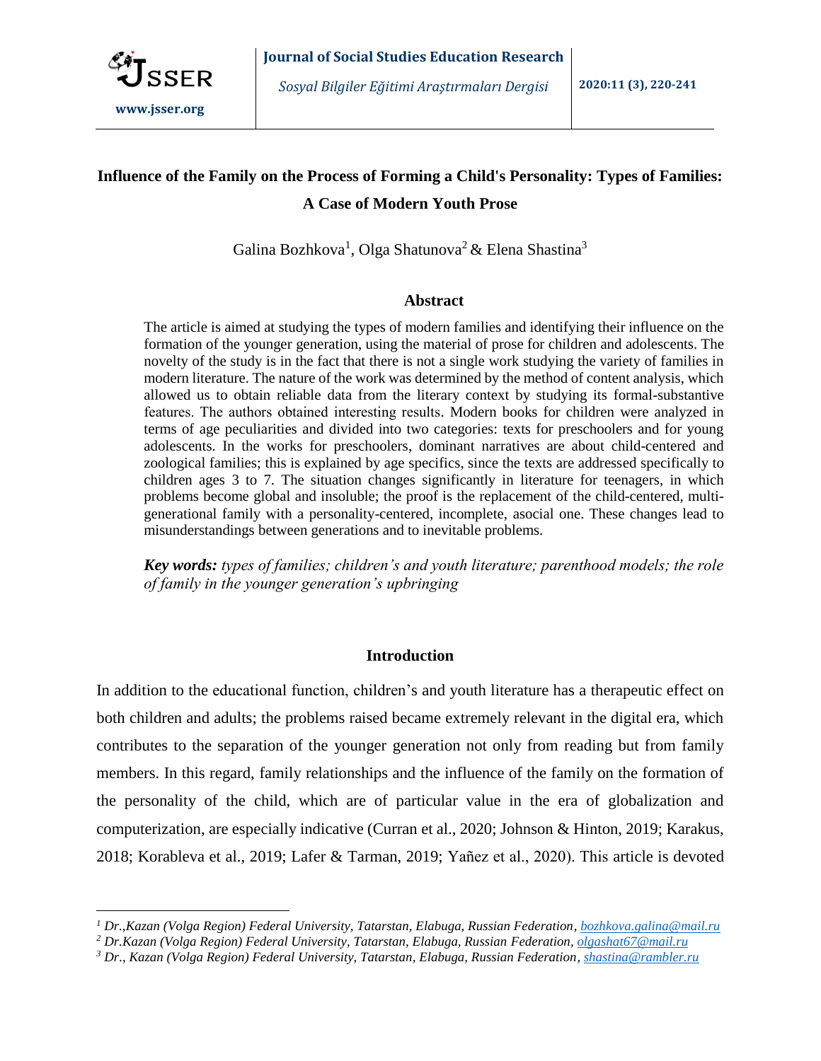# Influence of the Family on the Process of Forming a Child's Personality: Types of Families: A Case of Modern Youth Prose

Galina Bozhkova[1], Olga Shatunova[2] & Elena Shastina[3]

## Abstract

The article is aimed at studying the types of modern families and identifying their influence on the formation of the younger generation, using the material of prose for children and adolescents. The novelty of the study is in the fact that there is not a single work studying the variety of families in modern literature. The nature of the work was determined by the method of content analysis, which allowed us to obtain reliable data from the literary context by studying its formal-substantive features. The authors obtained interesting results. Modern books for children were analyzed in terms of age peculiarities and divided into two categories: texts for preschoolers and for young adolescents. In the works for preschoolers, dominant narratives are about child-centered and zoological families; this is explained by age specifics, since the texts are addressed specifically to children ages 3 to 7. The situation changes significantly in literature for teenagers, in which problems become global and insoluble; the proof is the replacement of the child-centered, multi-generational family with a personality-centered, incomplete, asocial one. These changes lead to misunderstandings between generations and to inevitable problems.

***Key words:*** *types of families; children's and youth literature; parenthood models; the role of family in the younger generation's upbringing*

## Introduction

In addition to the educational function, children's and youth literature has a therapeutic effect on both children and adults; the problems raised became extremely relevant in the digital era, which contributes to the separation of the younger generation not only from reading but from family members. In this regard, family relationships and the influence of the family on the formation of the personality of the child, which are of particular value in the era of globalization and computerization, are especially indicative (Curran et al., 2020; Johnson & Hinton, 2019; Karakus, 2018; Korableva et al., 2019; Lafer & Tarman, 2019; Yañez et al., 2020). This article is devoted

---

*[1] Dr.,Kazan (Volga Region) Federal University, Tatarstan, Elabuga, Russian Federation, bozhkova.galina@mail.ru*

*[2] Dr.Kazan (Volga Region) Federal University, Tatarstan, Elabuga, Russian Federation, olgashat67@mail.ru*

*[3] Dr., Kazan (Volga Region) Federal University, Tatarstan, Elabuga, Russian Federation, shastina@rambler.ru*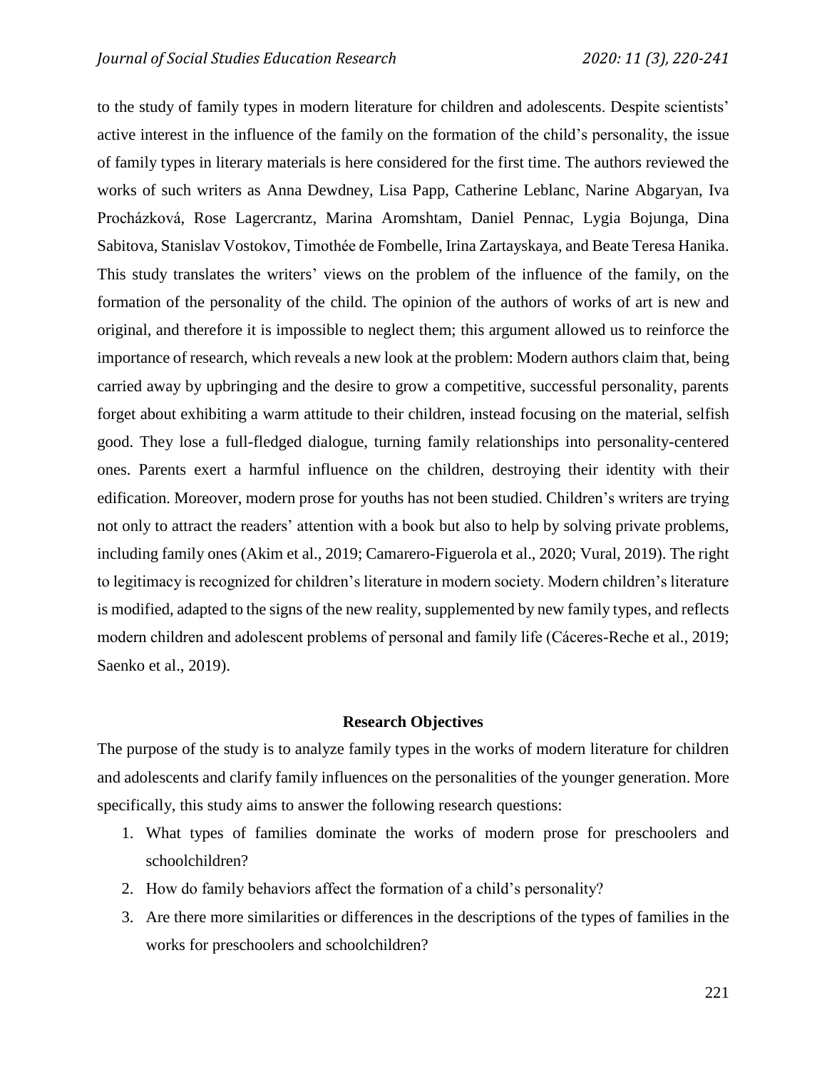to the study of family types in modern literature for children and adolescents. Despite scientists' active interest in the influence of the family on the formation of the child's personality, the issue of family types in literary materials is here considered for the first time. The authors reviewed the works of such writers as Anna Dewdney, Lisa Papp, Catherine Leblanc, Narine Abgaryan, Iva Procházková, Rose Lagercrantz, Marina Aromshtam, Daniel Pennac, Lygia Bojunga, Dina Sabitova, Stanislav Vostokov, Timothée de Fombelle, Irina Zartayskaya, and Beate Teresa Hanika. This study translates the writers' views on the problem of the influence of the family, on the formation of the personality of the child. The opinion of the authors of works of art is new and original, and therefore it is impossible to neglect them; this argument allowed us to reinforce the importance of research, which reveals a new look at the problem: Modern authors claim that, being carried away by upbringing and the desire to grow a competitive, successful personality, parents forget about exhibiting a warm attitude to their children, instead focusing on the material, selfish good. They lose a full-fledged dialogue, turning family relationships into personality-centered ones. Parents exert a harmful influence on the children, destroying their identity with their edification. Moreover, modern prose for youths has not been studied. Children's writers are trying not only to attract the readers' attention with a book but also to help by solving private problems, including family ones (Akim et al., 2019; Camarero-Figuerola et al., 2020; Vural, 2019). The right to legitimacy is recognized for children's literature in modern society. Modern children's literature is modified, adapted to the signs of the new reality, supplemented by new family types, and reflects modern children and adolescent problems of personal and family life (Cáceres-Reche et al., 2019; Saenko et al., 2019).

## Research Objectives

The purpose of the study is to analyze family types in the works of modern literature for children and adolescents and clarify family influences on the personalities of the younger generation. More specifically, this study aims to answer the following research questions:

1. What types of families dominate the works of modern prose for preschoolers and schoolchildren?
2. How do family behaviors affect the formation of a child's personality?
3. Are there more similarities or differences in the descriptions of the types of families in the works for preschoolers and schoolchildren?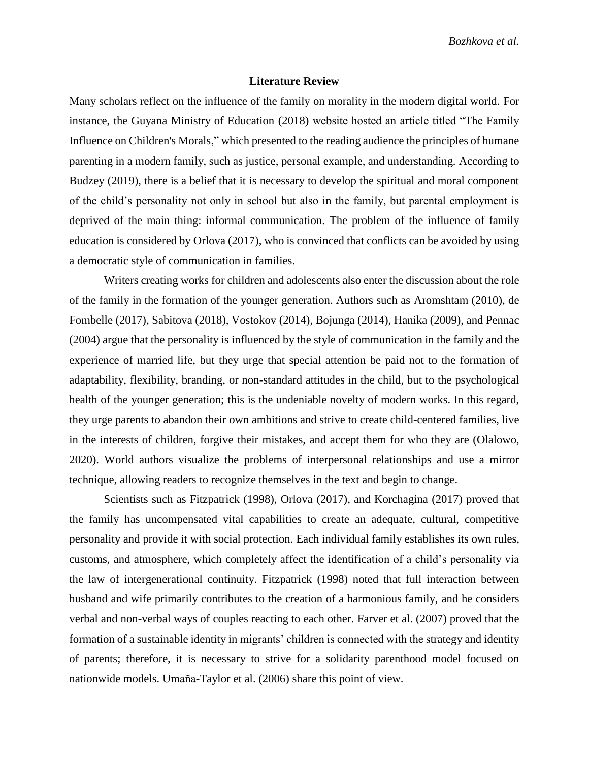## Literature Review

Many scholars reflect on the influence of the family on morality in the modern digital world. For instance, the Guyana Ministry of Education (2018) website hosted an article titled "The Family Influence on Children's Morals," which presented to the reading audience the principles of humane parenting in a modern family, such as justice, personal example, and understanding. According to Budzey (2019), there is a belief that it is necessary to develop the spiritual and moral component of the child's personality not only in school but also in the family, but parental employment is deprived of the main thing: informal communication. The problem of the influence of family education is considered by Orlova (2017), who is convinced that conflicts can be avoided by using a democratic style of communication in families.

Writers creating works for children and adolescents also enter the discussion about the role of the family in the formation of the younger generation. Authors such as Aromshtam (2010), de Fombelle (2017), Sabitova (2018), Vostokov (2014), Bojunga (2014), Hanika (2009), and Pennac (2004) argue that the personality is influenced by the style of communication in the family and the experience of married life, but they urge that special attention be paid not to the formation of adaptability, flexibility, branding, or non-standard attitudes in the child, but to the psychological health of the younger generation; this is the undeniable novelty of modern works. In this regard, they urge parents to abandon their own ambitions and strive to create child-centered families, live in the interests of children, forgive their mistakes, and accept them for who they are (Olalowo, 2020). World authors visualize the problems of interpersonal relationships and use a mirror technique, allowing readers to recognize themselves in the text and begin to change.

Scientists such as Fitzpatrick (1998), Orlova (2017), and Korchagina (2017) proved that the family has uncompensated vital capabilities to create an adequate, cultural, competitive personality and provide it with social protection. Each individual family establishes its own rules, customs, and atmosphere, which completely affect the identification of a child's personality via the law of intergenerational continuity. Fitzpatrick (1998) noted that full interaction between husband and wife primarily contributes to the creation of a harmonious family, and he considers verbal and non-verbal ways of couples reacting to each other. Farver et al. (2007) proved that the formation of a sustainable identity in migrants' children is connected with the strategy and identity of parents; therefore, it is necessary to strive for a solidarity parenthood model focused on nationwide models. Umaña-Taylor et al. (2006) share this point of view.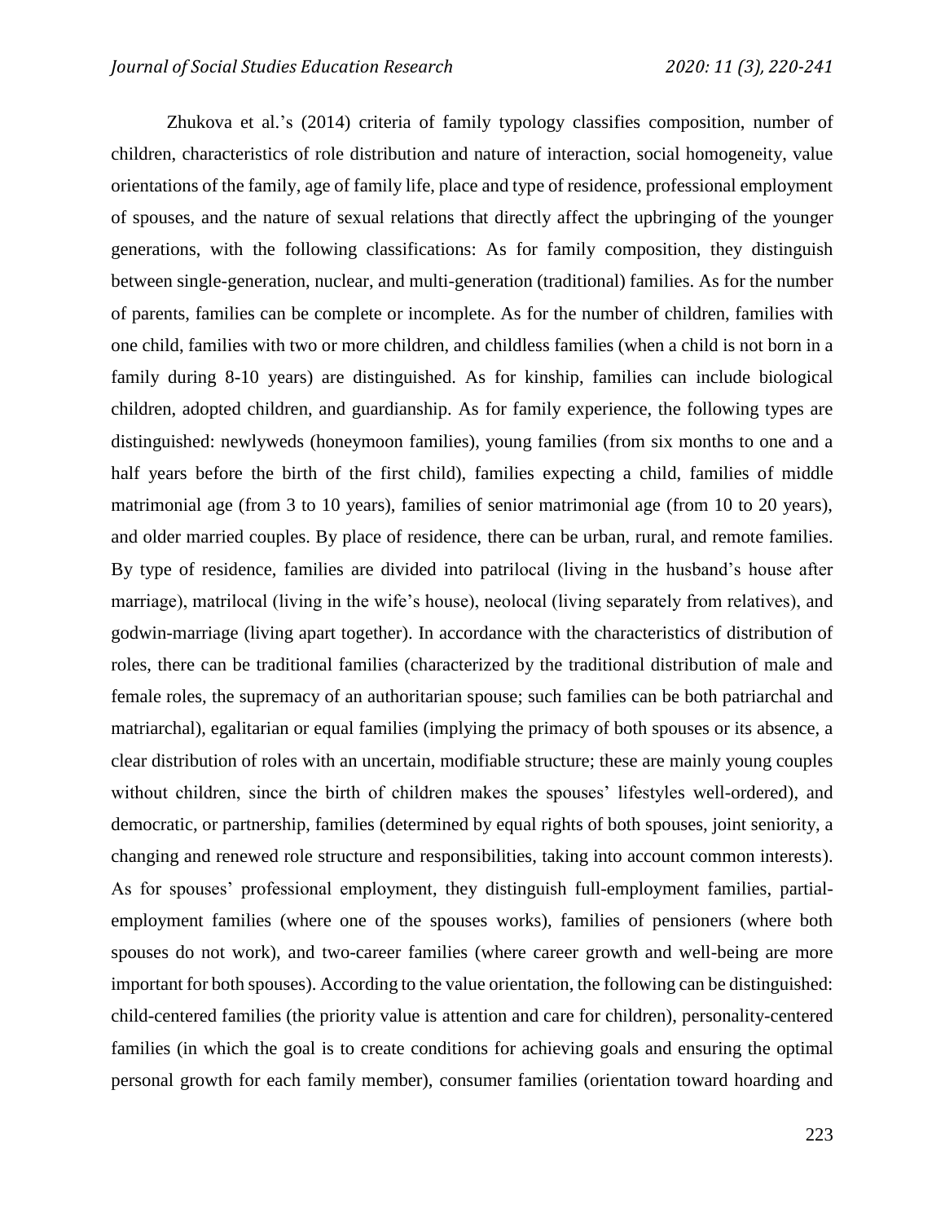Zhukova et al.'s (2014) criteria of family typology classifies composition, number of children, characteristics of role distribution and nature of interaction, social homogeneity, value orientations of the family, age of family life, place and type of residence, professional employment of spouses, and the nature of sexual relations that directly affect the upbringing of the younger generations, with the following classifications: As for family composition, they distinguish between single-generation, nuclear, and multi-generation (traditional) families. As for the number of parents, families can be complete or incomplete. As for the number of children, families with one child, families with two or more children, and childless families (when a child is not born in a family during 8-10 years) are distinguished. As for kinship, families can include biological children, adopted children, and guardianship. As for family experience, the following types are distinguished: newlyweds (honeymoon families), young families (from six months to one and a half years before the birth of the first child), families expecting a child, families of middle matrimonial age (from 3 to 10 years), families of senior matrimonial age (from 10 to 20 years), and older married couples. By place of residence, there can be urban, rural, and remote families. By type of residence, families are divided into patrilocal (living in the husband's house after marriage), matrilocal (living in the wife's house), neolocal (living separately from relatives), and godwin-marriage (living apart together). In accordance with the characteristics of distribution of roles, there can be traditional families (characterized by the traditional distribution of male and female roles, the supremacy of an authoritarian spouse; such families can be both patriarchal and matriarchal), egalitarian or equal families (implying the primacy of both spouses or its absence, a clear distribution of roles with an uncertain, modifiable structure; these are mainly young couples without children, since the birth of children makes the spouses' lifestyles well-ordered), and democratic, or partnership, families (determined by equal rights of both spouses, joint seniority, a changing and renewed role structure and responsibilities, taking into account common interests). As for spouses' professional employment, they distinguish full-employment families, partial-employment families (where one of the spouses works), families of pensioners (where both spouses do not work), and two-career families (where career growth and well-being are more important for both spouses). According to the value orientation, the following can be distinguished: child-centered families (the priority value is attention and care for children), personality-centered families (in which the goal is to create conditions for achieving goals and ensuring the optimal personal growth for each family member), consumer families (orientation toward hoarding and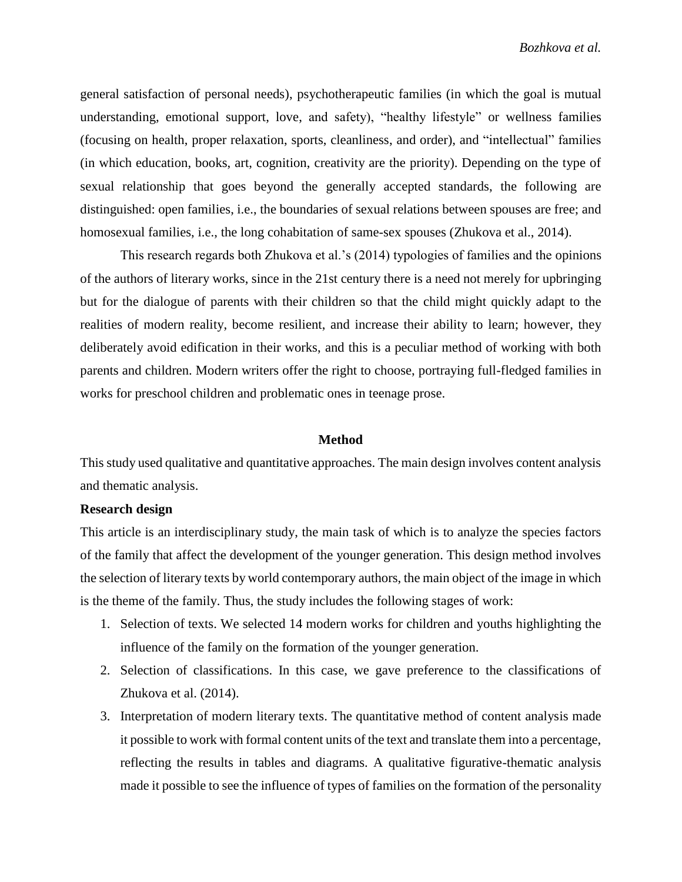general satisfaction of personal needs), psychotherapeutic families (in which the goal is mutual understanding, emotional support, love, and safety), "healthy lifestyle" or wellness families (focusing on health, proper relaxation, sports, cleanliness, and order), and "intellectual" families (in which education, books, art, cognition, creativity are the priority). Depending on the type of sexual relationship that goes beyond the generally accepted standards, the following are distinguished: open families, i.e., the boundaries of sexual relations between spouses are free; and homosexual families, i.e., the long cohabitation of same-sex spouses (Zhukova et al., 2014).

This research regards both Zhukova et al.'s (2014) typologies of families and the opinions of the authors of literary works, since in the 21st century there is a need not merely for upbringing but for the dialogue of parents with their children so that the child might quickly adapt to the realities of modern reality, become resilient, and increase their ability to learn; however, they deliberately avoid edification in their works, and this is a peculiar method of working with both parents and children. Modern writers offer the right to choose, portraying full-fledged families in works for preschool children and problematic ones in teenage prose.

## Method

This study used qualitative and quantitative approaches. The main design involves content analysis and thematic analysis.

### Research design

This article is an interdisciplinary study, the main task of which is to analyze the species factors of the family that affect the development of the younger generation. This design method involves the selection of literary texts by world contemporary authors, the main object of the image in which is the theme of the family. Thus, the study includes the following stages of work:

1. Selection of texts. We selected 14 modern works for children and youths highlighting the influence of the family on the formation of the younger generation.
2. Selection of classifications. In this case, we gave preference to the classifications of Zhukova et al. (2014).
3. Interpretation of modern literary texts. The quantitative method of content analysis made it possible to work with formal content units of the text and translate them into a percentage, reflecting the results in tables and diagrams. A qualitative figurative-thematic analysis made it possible to see the influence of types of families on the formation of the personality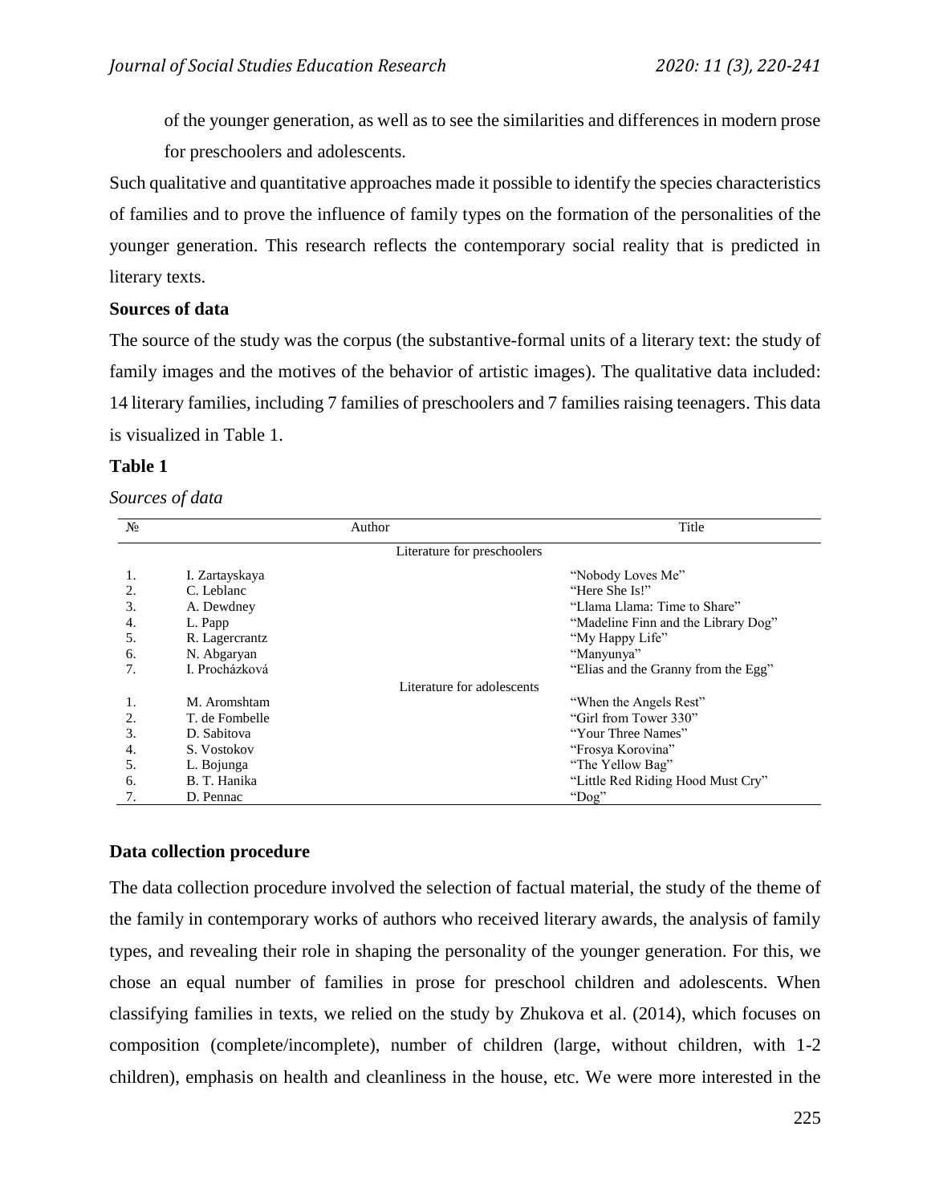of the younger generation, as well as to see the similarities and differences in modern prose for preschoolers and adolescents.

Such qualitative and quantitative approaches made it possible to identify the species characteristics of families and to prove the influence of family types on the formation of the personalities of the younger generation. This research reflects the contemporary social reality that is predicted in literary texts.

**Sources of data**

The source of the study was the corpus (the substantive-formal units of a literary text: the study of family images and the motives of the behavior of artistic images). The qualitative data included: 14 literary families, including 7 families of preschoolers and 7 families raising teenagers. This data is visualized in Table 1.

**Table 1**

*Sources of data*

| № | Author | Title |
|---|---|---|
| | Literature for preschoolers | |
| 1. | I. Zartayskaya | "Nobody Loves Me" |
| 2. | C. Leblanc | "Here She Is!" |
| 3. | A. Dewdney | "Llama Llama: Time to Share" |
| 4. | L. Papp | "Madeline Finn and the Library Dog" |
| 5. | R. Lagercrantz | "My Happy Life" |
| 6. | N. Abgaryan | "Manyunya" |
| 7. | I. Procházková | "Elias and the Granny from the Egg" |
| | Literature for adolescents | |
| 1. | M. Aromshtam | "When the Angels Rest" |
| 2. | T. de Fombelle | "Girl from Tower 330" |
| 3. | D. Sabitova | "Your Three Names" |
| 4. | S. Vostokov | "Frosya Korovina" |
| 5. | L. Bojunga | "The Yellow Bag" |
| 6. | B. T. Hanika | "Little Red Riding Hood Must Cry" |
| 7. | D. Pennac | "Dog" |

**Data collection procedure**

The data collection procedure involved the selection of factual material, the study of the theme of the family in contemporary works of authors who received literary awards, the analysis of family types, and revealing their role in shaping the personality of the younger generation. For this, we chose an equal number of families in prose for preschool children and adolescents. When classifying families in texts, we relied on the study by Zhukova et al. (2014), which focuses on composition (complete/incomplete), number of children (large, without children, with 1-2 children), emphasis on health and cleanliness in the house, etc. We were more interested in the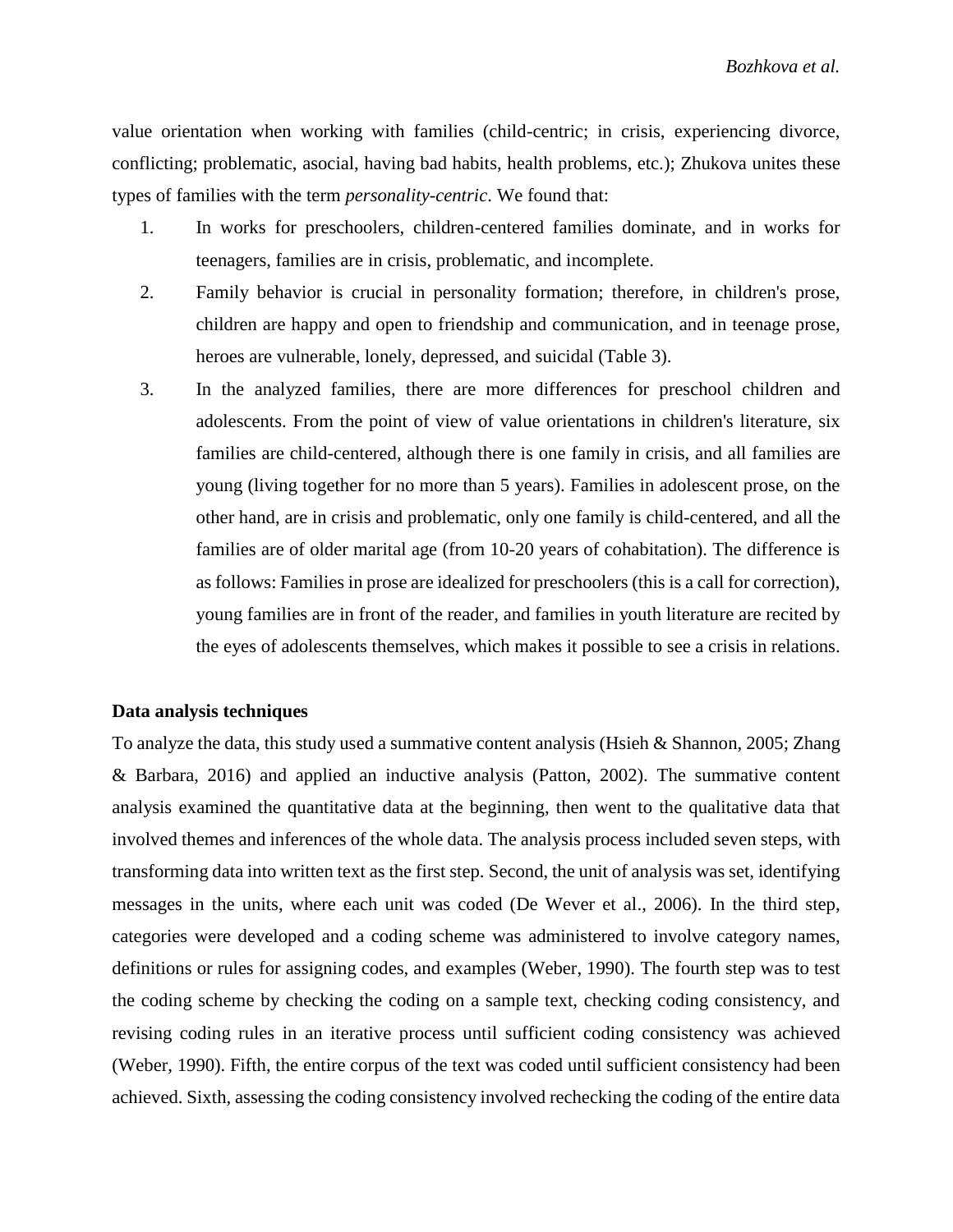value orientation when working with families (child-centric; in crisis, experiencing divorce, conflicting; problematic, asocial, having bad habits, health problems, etc.); Zhukova unites these types of families with the term *personality-centric*. We found that:

1. In works for preschoolers, children-centered families dominate, and in works for teenagers, families are in crisis, problematic, and incomplete.
2. Family behavior is crucial in personality formation; therefore, in children's prose, children are happy and open to friendship and communication, and in teenage prose, heroes are vulnerable, lonely, depressed, and suicidal (Table 3).
3. In the analyzed families, there are more differences for preschool children and adolescents. From the point of view of value orientations in children's literature, six families are child-centered, although there is one family in crisis, and all families are young (living together for no more than 5 years). Families in adolescent prose, on the other hand, are in crisis and problematic, only one family is child-centered, and all the families are of older marital age (from 10-20 years of cohabitation). The difference is as follows: Families in prose are idealized for preschoolers (this is a call for correction), young families are in front of the reader, and families in youth literature are recited by the eyes of adolescents themselves, which makes it possible to see a crisis in relations.

**Data analysis techniques**

To analyze the data, this study used a summative content analysis (Hsieh & Shannon, 2005; Zhang & Barbara, 2016) and applied an inductive analysis (Patton, 2002). The summative content analysis examined the quantitative data at the beginning, then went to the qualitative data that involved themes and inferences of the whole data. The analysis process included seven steps, with transforming data into written text as the first step. Second, the unit of analysis was set, identifying messages in the units, where each unit was coded (De Wever et al., 2006). In the third step, categories were developed and a coding scheme was administered to involve category names, definitions or rules for assigning codes, and examples (Weber, 1990). The fourth step was to test the coding scheme by checking the coding on a sample text, checking coding consistency, and revising coding rules in an iterative process until sufficient coding consistency was achieved (Weber, 1990). Fifth, the entire corpus of the text was coded until sufficient consistency had been achieved. Sixth, assessing the coding consistency involved rechecking the coding of the entire data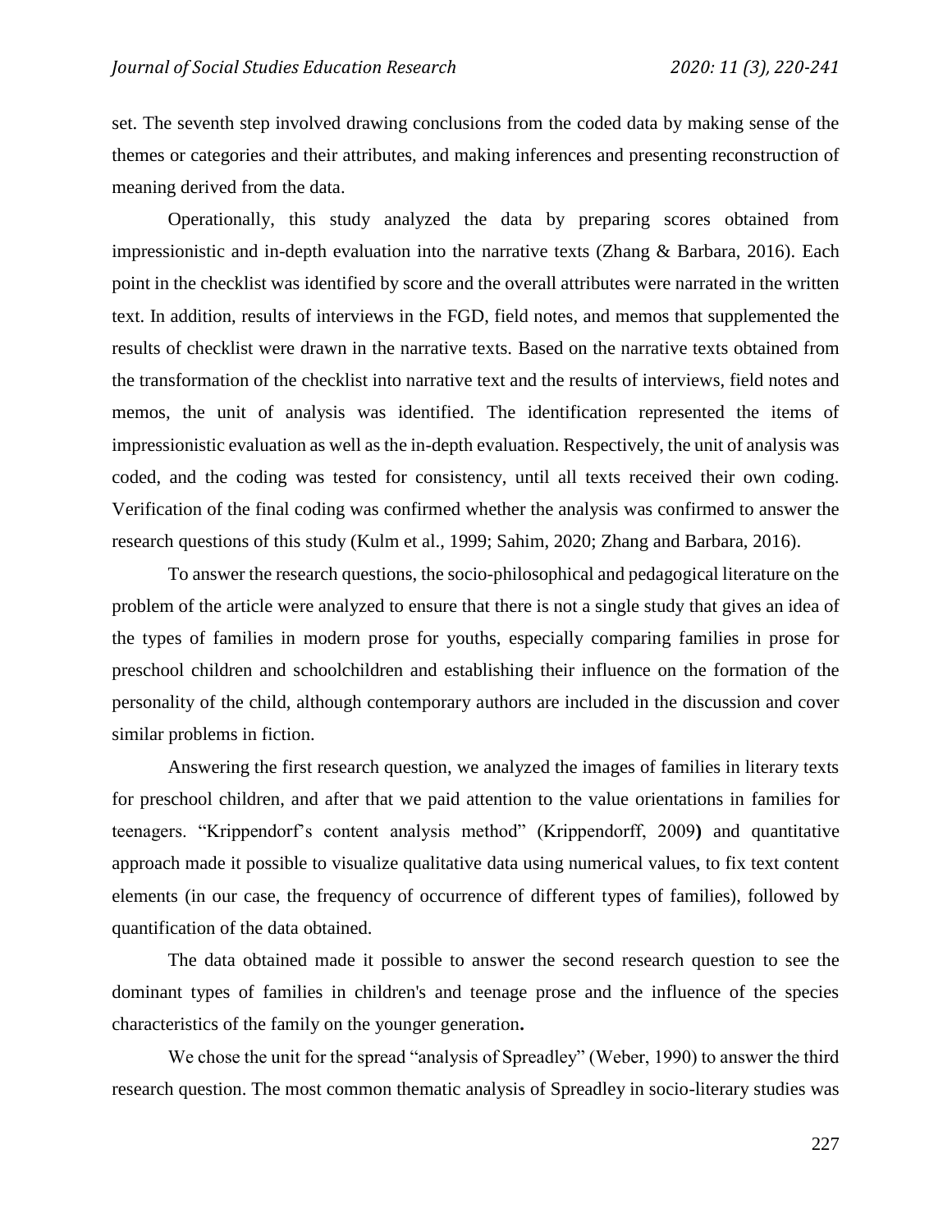set. The seventh step involved drawing conclusions from the coded data by making sense of the themes or categories and their attributes, and making inferences and presenting reconstruction of meaning derived from the data.

Operationally, this study analyzed the data by preparing scores obtained from impressionistic and in-depth evaluation into the narrative texts (Zhang & Barbara, 2016). Each point in the checklist was identified by score and the overall attributes were narrated in the written text. In addition, results of interviews in the FGD, field notes, and memos that supplemented the results of checklist were drawn in the narrative texts. Based on the narrative texts obtained from the transformation of the checklist into narrative text and the results of interviews, field notes and memos, the unit of analysis was identified. The identification represented the items of impressionistic evaluation as well as the in-depth evaluation. Respectively, the unit of analysis was coded, and the coding was tested for consistency, until all texts received their own coding. Verification of the final coding was confirmed whether the analysis was confirmed to answer the research questions of this study (Kulm et al., 1999; Sahim, 2020; Zhang and Barbara, 2016).

To answer the research questions, the socio-philosophical and pedagogical literature on the problem of the article were analyzed to ensure that there is not a single study that gives an idea of the types of families in modern prose for youths, especially comparing families in prose for preschool children and schoolchildren and establishing their influence on the formation of the personality of the child, although contemporary authors are included in the discussion and cover similar problems in fiction.

Answering the first research question, we analyzed the images of families in literary texts for preschool children, and after that we paid attention to the value orientations in families for teenagers. "Krippendorf's content analysis method" (Krippendorff, 2009**)** and quantitative approach made it possible to visualize qualitative data using numerical values, to fix text content elements (in our case, the frequency of occurrence of different types of families), followed by quantification of the data obtained.

The data obtained made it possible to answer the second research question to see the dominant types of families in children's and teenage prose and the influence of the species characteristics of the family on the younger generation**.**

We chose the unit for the spread "analysis of Spreadley" (Weber, 1990) to answer the third research question. The most common thematic analysis of Spreadley in socio-literary studies was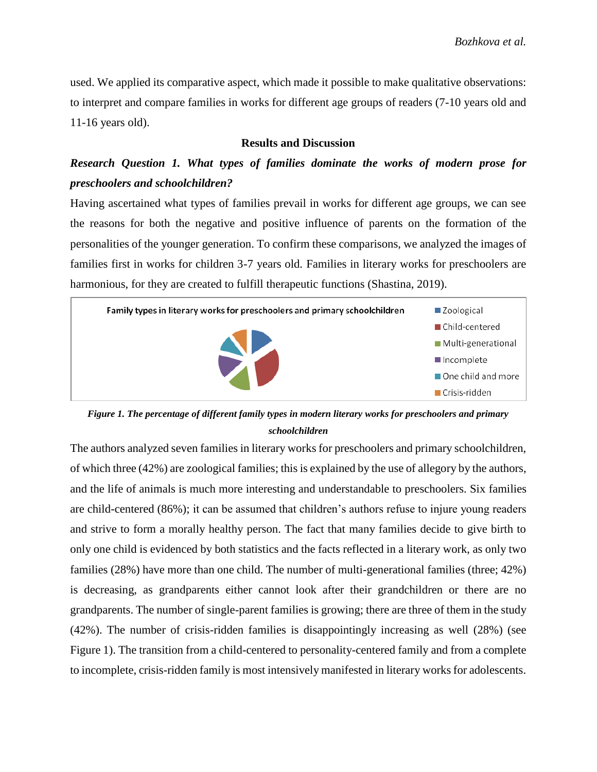used. We applied its comparative aspect, which made it possible to make qualitative observations: to interpret and compare families in works for different age groups of readers (7-10 years old and 11-16 years old).

## Results and Discussion

### *Research Question 1. What types of families dominate the works of modern prose for preschoolers and schoolchildren?*

Having ascertained what types of families prevail in works for different age groups, we can see the reasons for both the negative and positive influence of parents on the formation of the personalities of the younger generation. To confirm these comparisons, we analyzed the images of families first in works for children 3-7 years old. Families in literary works for preschoolers are harmonious, for they are created to fulfill therapeutic functions (Shastina, 2019).

Family types in literary works for preschoolers and primary schoolchildren

- Zoological
- Child-centered
- Multi-generational
- Incomplete
- One child and more
- Crisis-ridden

***Figure 1. The percentage of different family types in modern literary works for preschoolers and primary schoolchildren***

The authors analyzed seven families in literary works for preschoolers and primary schoolchildren, of which three (42%) are zoological families; this is explained by the use of allegory by the authors, and the life of animals is much more interesting and understandable to preschoolers. Six families are child-centered (86%); it can be assumed that children's authors refuse to injure young readers and strive to form a morally healthy person. The fact that many families decide to give birth to only one child is evidenced by both statistics and the facts reflected in a literary work, as only two families (28%) have more than one child. The number of multi-generational families (three; 42%) is decreasing, as grandparents either cannot look after their grandchildren or there are no grandparents. The number of single-parent families is growing; there are three of them in the study (42%). The number of crisis-ridden families is disappointingly increasing as well (28%) (see Figure 1). The transition from a child-centered to personality-centered family and from a complete to incomplete, crisis-ridden family is most intensively manifested in literary works for adolescents.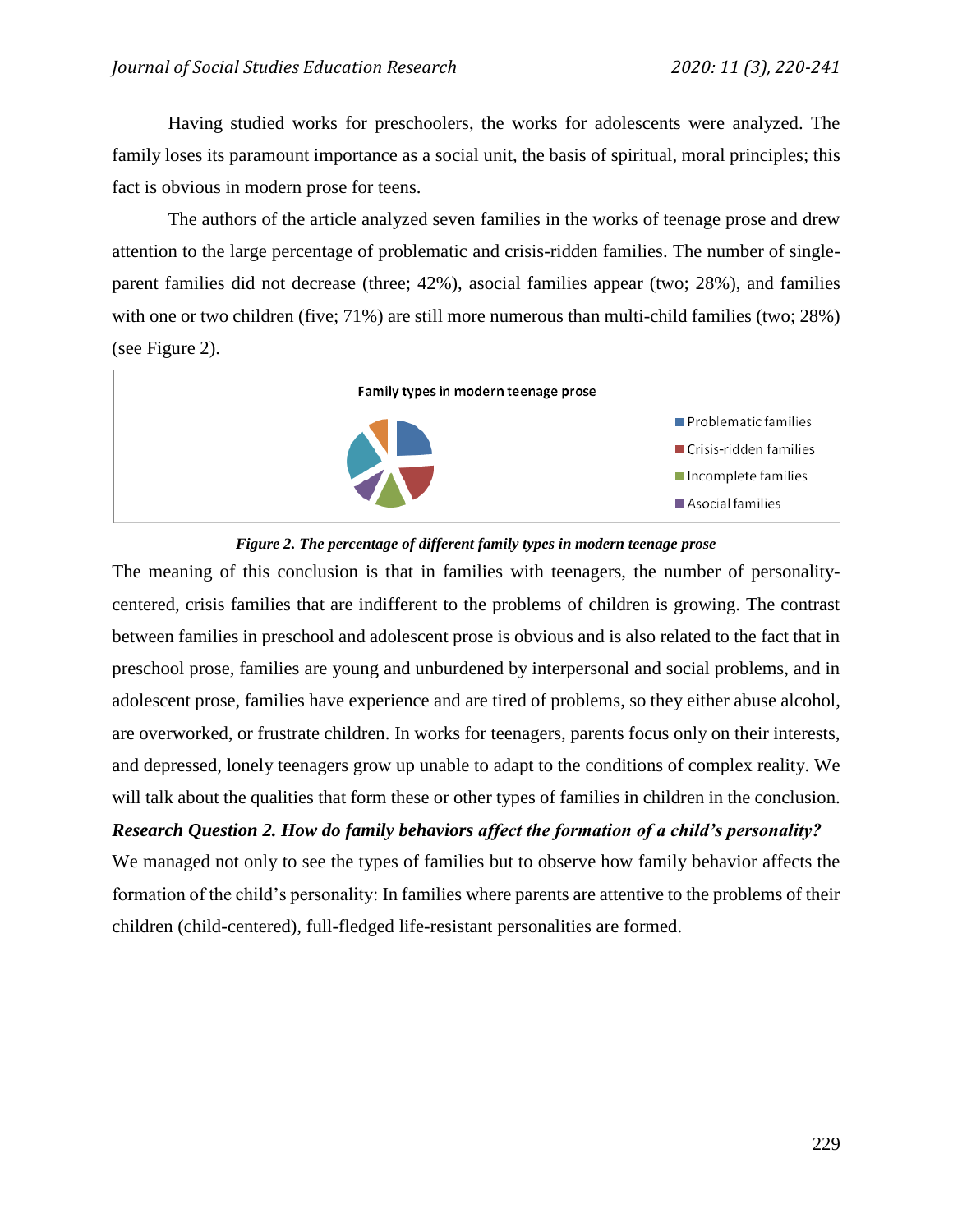Having studied works for preschoolers, the works for adolescents were analyzed. The family loses its paramount importance as a social unit, the basis of spiritual, moral principles; this fact is obvious in modern prose for teens.

The authors of the article analyzed seven families in the works of teenage prose and drew attention to the large percentage of problematic and crisis-ridden families. The number of single-parent families did not decrease (three; 42%), asocial families appear (two; 28%), and families with one or two children (five; 71%) are still more numerous than multi-child families (two; 28%) (see Figure 2).

Family types in modern teenage prose

- Problematic families
- Crisis-ridden families
- Incomplete families
- Asocial families

*Figure 2. The percentage of different family types in modern teenage prose*

The meaning of this conclusion is that in families with teenagers, the number of personality-centered, crisis families that are indifferent to the problems of children is growing. The contrast between families in preschool and adolescent prose is obvious and is also related to the fact that in preschool prose, families are young and unburdened by interpersonal and social problems, and in adolescent prose, families have experience and are tired of problems, so they either abuse alcohol, are overworked, or frustrate children. In works for teenagers, parents focus only on their interests, and depressed, lonely teenagers grow up unable to adapt to the conditions of complex reality. We will talk about the qualities that form these or other types of families in children in the conclusion.

***Research Question 2. How do family behaviors affect the formation of a child's personality?***

We managed not only to see the types of families but to observe how family behavior affects the formation of the child's personality: In families where parents are attentive to the problems of their children (child-centered), full-fledged life-resistant personalities are formed.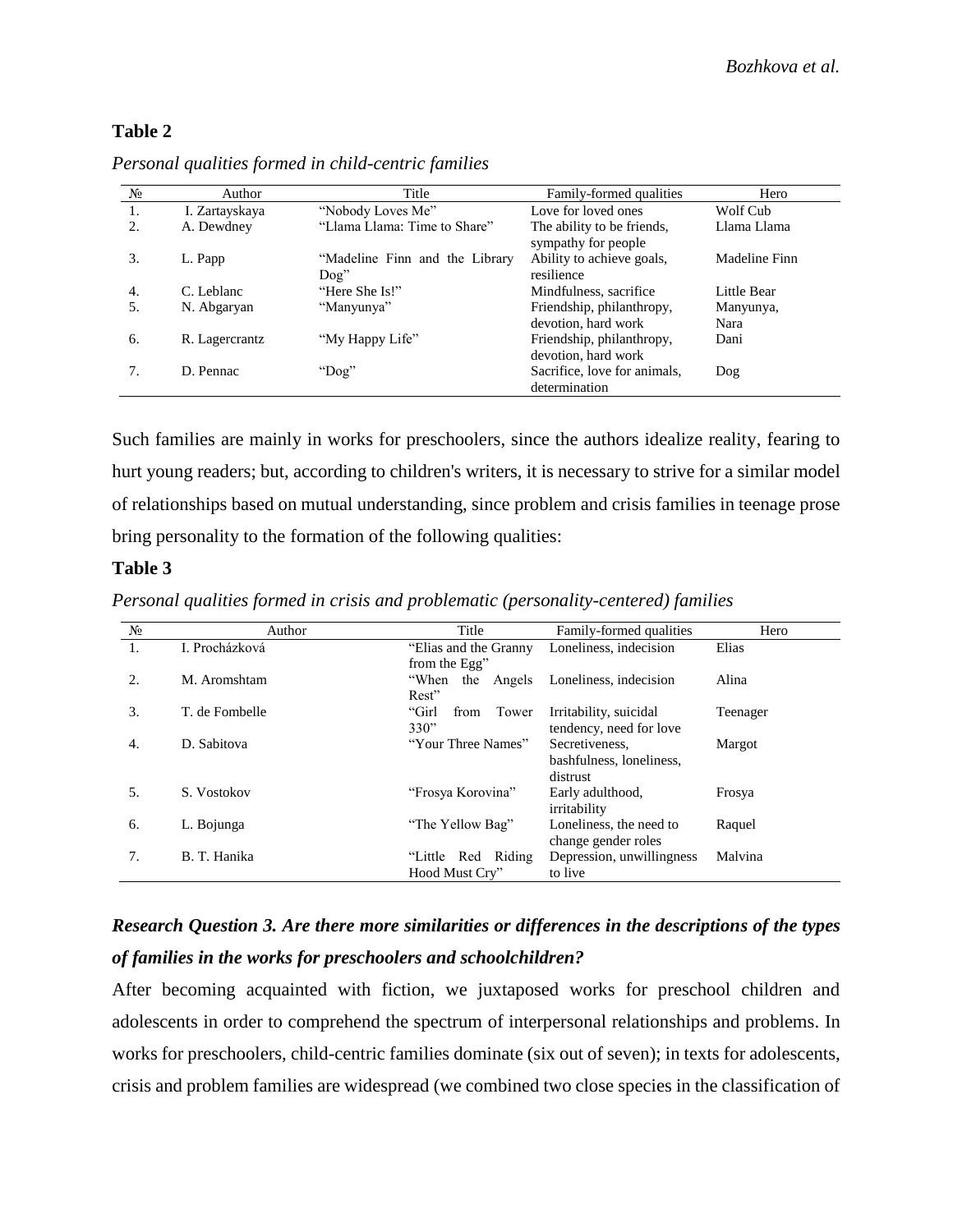**Table 2**

*Personal qualities formed in child-centric families*

| № | Author | Title | Family-formed qualities | Hero |
|---|---|---|---|---|
| 1. | I. Zartayskaya | "Nobody Loves Me" | Love for loved ones | Wolf Cub |
| 2. | A. Dewdney | "Llama Llama: Time to Share" | The ability to be friends, sympathy for people | Llama Llama |
| 3. | L. Papp | "Madeline Finn and the Library Dog" | Ability to achieve goals, resilience | Madeline Finn |
| 4. | C. Leblanc | "Here She Is!" | Mindfulness, sacrifice | Little Bear |
| 5. | N. Abgaryan | "Manyunya" | Friendship, philanthropy, devotion, hard work | Manyunya, Nara |
| 6. | R. Lagercrantz | "My Happy Life" | Friendship, philanthropy, devotion, hard work | Dani |
| 7. | D. Pennac | "Dog" | Sacrifice, love for animals, determination | Dog |

Such families are mainly in works for preschoolers, since the authors idealize reality, fearing to hurt young readers; but, according to children's writers, it is necessary to strive for a similar model of relationships based on mutual understanding, since problem and crisis families in teenage prose bring personality to the formation of the following qualities:

**Table 3**

*Personal qualities formed in crisis and problematic (personality-centered) families*

| № | Author | Title | Family-formed qualities | Hero |
|---|---|---|---|---|
| 1. | I. Procházková | "Elias and the Granny from the Egg" | Loneliness, indecision | Elias |
| 2. | M. Aromshtam | "When the Angels Rest" | Loneliness, indecision | Alina |
| 3. | T. de Fombelle | "Girl from Tower 330" | Irritability, suicidal tendency, need for love | Teenager |
| 4. | D. Sabitova | "Your Three Names" | Secretiveness, bashfulness, loneliness, distrust | Margot |
| 5. | S. Vostokov | "Frosya Korovina" | Early adulthood, irritability | Frosya |
| 6. | L. Bojunga | "The Yellow Bag" | Loneliness, the need to change gender roles | Raquel |
| 7. | B. T. Hanika | "Little Red Riding Hood Must Cry" | Depression, unwillingness to live | Malvina |

### *Research Question 3. Are there more similarities or differences in the descriptions of the types of families in the works for preschoolers and schoolchildren?*

After becoming acquainted with fiction, we juxtaposed works for preschool children and adolescents in order to comprehend the spectrum of interpersonal relationships and problems. In works for preschoolers, child-centric families dominate (six out of seven); in texts for adolescents, crisis and problem families are widespread (we combined two close species in the classification of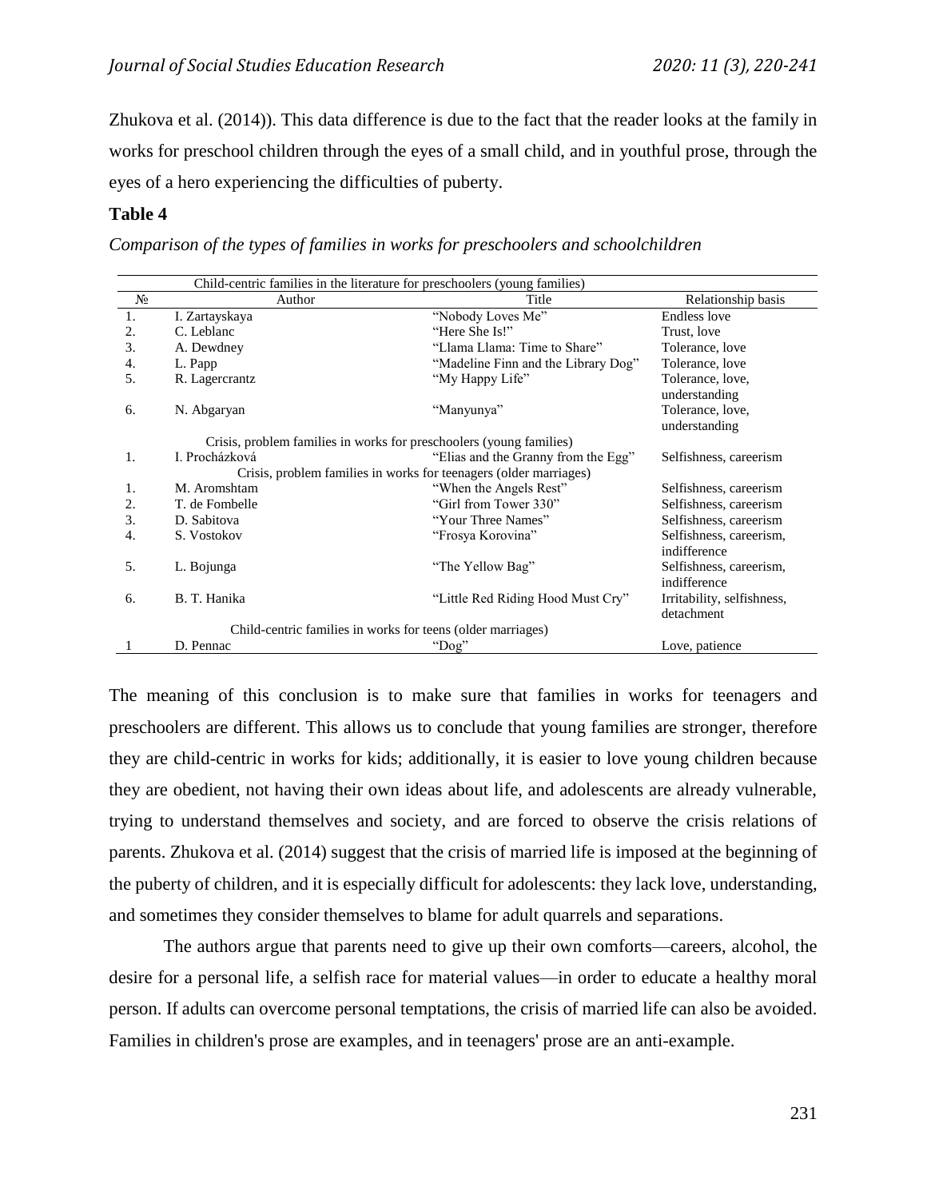Zhukova et al. (2014)). This data difference is due to the fact that the reader looks at the family in works for preschool children through the eyes of a small child, and in youthful prose, through the eyes of a hero experiencing the difficulties of puberty.

**Table 4**

*Comparison of the types of families in works for preschoolers and schoolchildren*

| Child-centric families in the literature for preschoolers (young families) | | | |
|---|---|---|---|
| № | Author | Title | Relationship basis |
| 1. | I. Zartayskaya | "Nobody Loves Me" | Endless love |
| 2. | C. Leblanc | "Here She Is!" | Trust, love |
| 3. | A. Dewdney | "Llama Llama: Time to Share" | Tolerance, love |
| 4. | L. Papp | "Madeline Finn and the Library Dog" | Tolerance, love |
| 5. | R. Lagercrantz | "My Happy Life" | Tolerance, love, understanding |
| 6. | N. Abgaryan | "Manyunya" | Tolerance, love, understanding |
| Crisis, problem families in works for preschoolers (young families) | | | |
| 1. | I. Procházková | "Elias and the Granny from the Egg" | Selfishness, careerism |
| Crisis, problem families in works for teenagers (older marriages) | | | |
| 1. | M. Aromshtam | "When the Angels Rest" | Selfishness, careerism |
| 2. | T. de Fombelle | "Girl from Tower 330" | Selfishness, careerism |
| 3. | D. Sabitova | "Your Three Names" | Selfishness, careerism |
| 4. | S. Vostokov | "Frosya Korovina" | Selfishness, careerism, indifference |
| 5. | L. Bojunga | "The Yellow Bag" | Selfishness, careerism, indifference |
| 6. | B. T. Hanika | "Little Red Riding Hood Must Cry" | Irritability, selfishness, detachment |
| Child-centric families in works for teens (older marriages) | | | |
| 1 | D. Pennac | "Dog" | Love, patience |

The meaning of this conclusion is to make sure that families in works for teenagers and preschoolers are different. This allows us to conclude that young families are stronger, therefore they are child-centric in works for kids; additionally, it is easier to love young children because they are obedient, not having their own ideas about life, and adolescents are already vulnerable, trying to understand themselves and society, and are forced to observe the crisis relations of parents. Zhukova et al. (2014) suggest that the crisis of married life is imposed at the beginning of the puberty of children, and it is especially difficult for adolescents: they lack love, understanding, and sometimes they consider themselves to blame for adult quarrels and separations.

The authors argue that parents need to give up their own comforts—careers, alcohol, the desire for a personal life, a selfish race for material values—in order to educate a healthy moral person. If adults can overcome personal temptations, the crisis of married life can also be avoided. Families in children's prose are examples, and in teenagers' prose are an anti-example.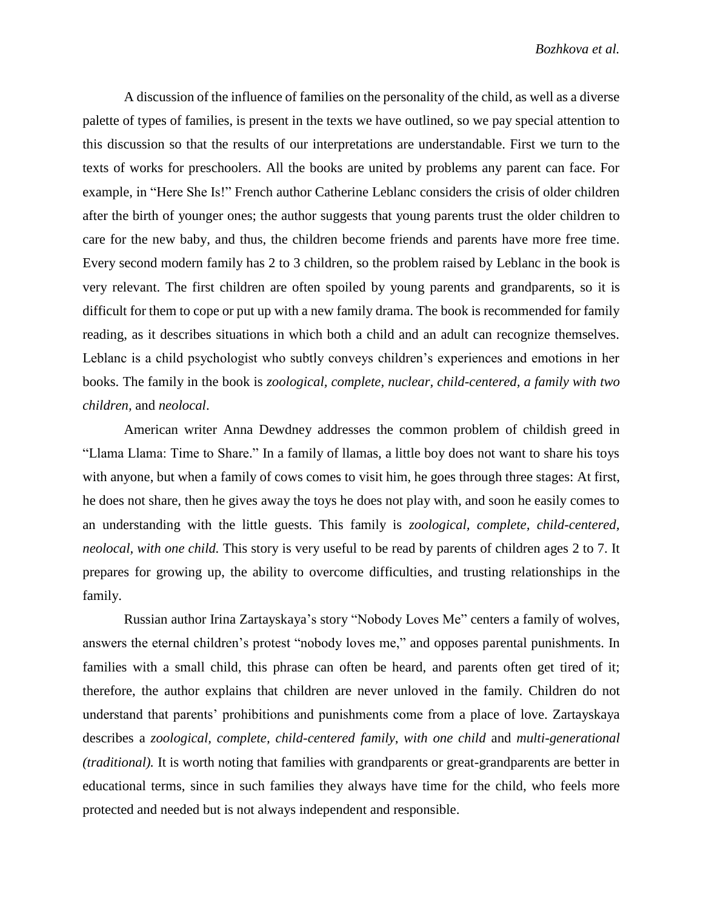A discussion of the influence of families on the personality of the child, as well as a diverse palette of types of families, is present in the texts we have outlined, so we pay special attention to this discussion so that the results of our interpretations are understandable. First we turn to the texts of works for preschoolers. All the books are united by problems any parent can face. For example, in "Here She Is!" French author Catherine Leblanc considers the crisis of older children after the birth of younger ones; the author suggests that young parents trust the older children to care for the new baby, and thus, the children become friends and parents have more free time. Every second modern family has 2 to 3 children, so the problem raised by Leblanc in the book is very relevant. The first children are often spoiled by young parents and grandparents, so it is difficult for them to cope or put up with a new family drama. The book is recommended for family reading, as it describes situations in which both a child and an adult can recognize themselves. Leblanc is a child psychologist who subtly conveys children's experiences and emotions in her books. The family in the book is *zoological, complete, nuclear, child-centered, a family with two children,* and *neolocal*.

American writer Anna Dewdney addresses the common problem of childish greed in "Llama Llama: Time to Share." In a family of llamas, a little boy does not want to share his toys with anyone, but when a family of cows comes to visit him, he goes through three stages: At first, he does not share, then he gives away the toys he does not play with, and soon he easily comes to an understanding with the little guests. This family is *zoological, complete, child-centered, neolocal, with one child.* This story is very useful to be read by parents of children ages 2 to 7. It prepares for growing up, the ability to overcome difficulties, and trusting relationships in the family.

Russian author Irina Zartayskaya's story "Nobody Loves Me" centers a family of wolves, answers the eternal children's protest "nobody loves me," and opposes parental punishments. In families with a small child, this phrase can often be heard, and parents often get tired of it; therefore, the author explains that children are never unloved in the family. Children do not understand that parents' prohibitions and punishments come from a place of love. Zartayskaya describes a *zoological*, *complete*, *child-centered family*, *with one child* and *multi-generational (traditional).* It is worth noting that families with grandparents or great-grandparents are better in educational terms, since in such families they always have time for the child, who feels more protected and needed but is not always independent and responsible.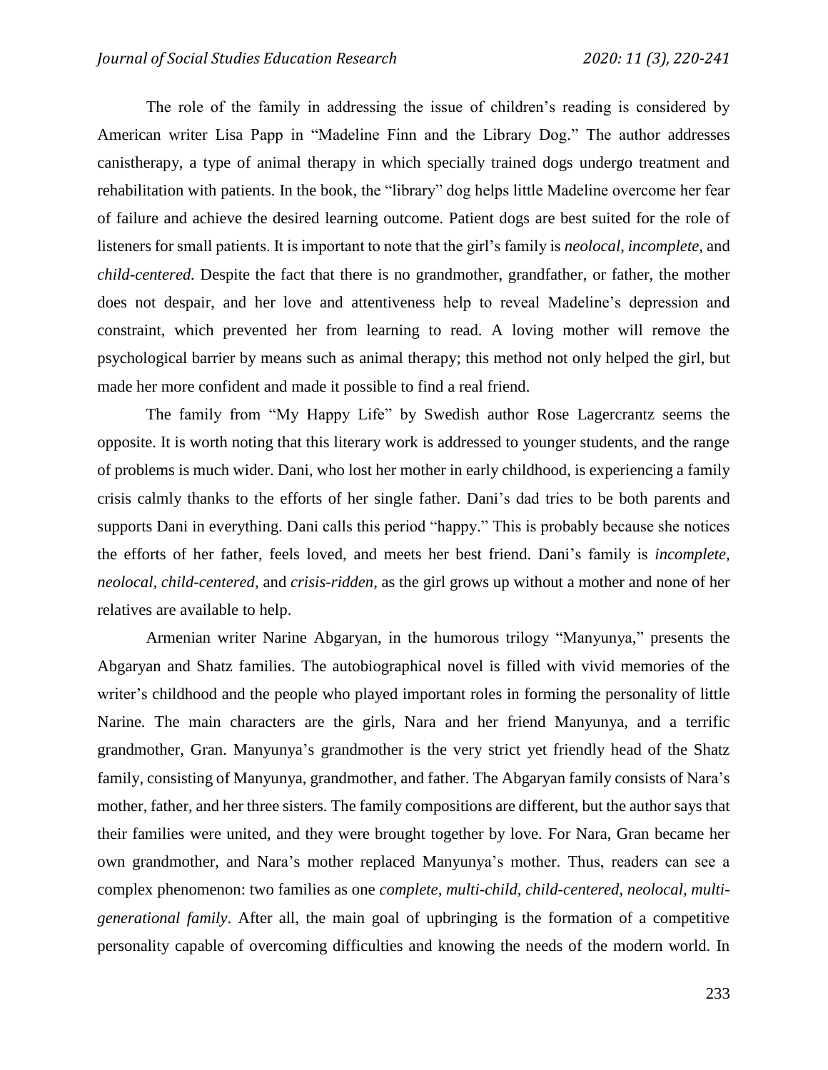The role of the family in addressing the issue of children's reading is considered by American writer Lisa Papp in "Madeline Finn and the Library Dog." The author addresses canistherapy, a type of animal therapy in which specially trained dogs undergo treatment and rehabilitation with patients. In the book, the "library" dog helps little Madeline overcome her fear of failure and achieve the desired learning outcome. Patient dogs are best suited for the role of listeners for small patients. It is important to note that the girl's family is *neolocal, incomplete,* and *child-centered.* Despite the fact that there is no grandmother, grandfather, or father, the mother does not despair, and her love and attentiveness help to reveal Madeline's depression and constraint, which prevented her from learning to read. A loving mother will remove the psychological barrier by means such as animal therapy; this method not only helped the girl, but made her more confident and made it possible to find a real friend.

The family from "My Happy Life" by Swedish author Rose Lagercrantz seems the opposite. It is worth noting that this literary work is addressed to younger students, and the range of problems is much wider. Dani, who lost her mother in early childhood, is experiencing a family crisis calmly thanks to the efforts of her single father. Dani's dad tries to be both parents and supports Dani in everything. Dani calls this period "happy." This is probably because she notices the efforts of her father, feels loved, and meets her best friend. Dani's family is *incomplete, neolocal, child-centered,* and *crisis-ridden,* as the girl grows up without a mother and none of her relatives are available to help.

Armenian writer Narine Abgaryan, in the humorous trilogy "Manyunya," presents the Abgaryan and Shatz families. The autobiographical novel is filled with vivid memories of the writer's childhood and the people who played important roles in forming the personality of little Narine. The main characters are the girls, Nara and her friend Manyunya, and a terrific grandmother, Gran. Manyunya's grandmother is the very strict yet friendly head of the Shatz family, consisting of Manyunya, grandmother, and father. The Abgaryan family consists of Nara's mother, father, and her three sisters. The family compositions are different, but the author says that their families were united, and they were brought together by love. For Nara, Gran became her own grandmother, and Nara's mother replaced Manyunya's mother. Thus, readers can see a complex phenomenon: two families as one *complete, multi-child, child-centered, neolocal, multi-generational family*. After all, the main goal of upbringing is the formation of a competitive personality capable of overcoming difficulties and knowing the needs of the modern world. In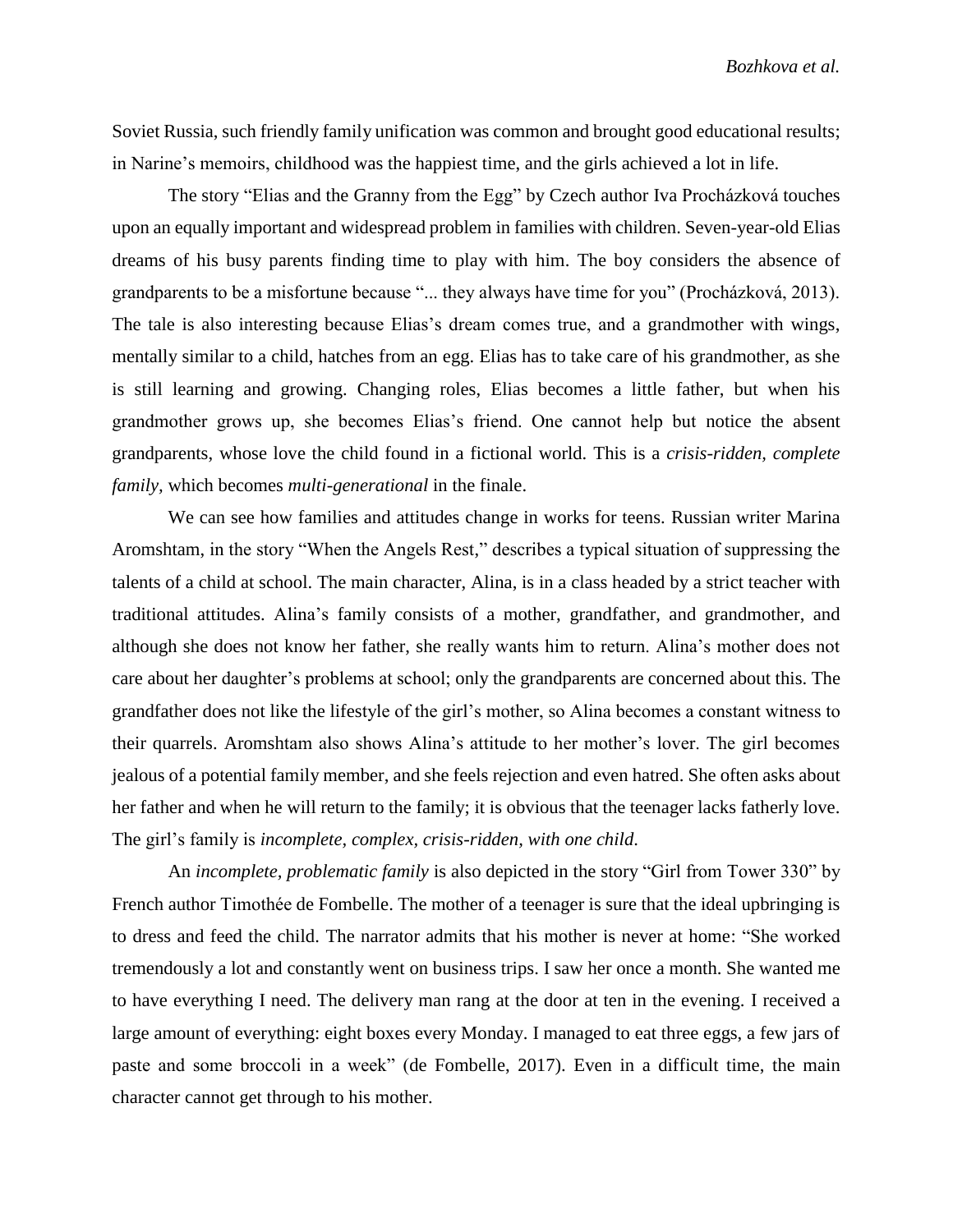Soviet Russia, such friendly family unification was common and brought good educational results; in Narine's memoirs, childhood was the happiest time, and the girls achieved a lot in life.

The story "Elias and the Granny from the Egg" by Czech author Iva Procházková touches upon an equally important and widespread problem in families with children. Seven-year-old Elias dreams of his busy parents finding time to play with him. The boy considers the absence of grandparents to be a misfortune because "... they always have time for you" (Procházková, 2013). The tale is also interesting because Elias's dream comes true, and a grandmother with wings, mentally similar to a child, hatches from an egg. Elias has to take care of his grandmother, as she is still learning and growing. Changing roles, Elias becomes a little father, but when his grandmother grows up, she becomes Elias's friend. One cannot help but notice the absent grandparents, whose love the child found in a fictional world. This is a *crisis-ridden, complete family,* which becomes *multi-generational* in the finale.

We can see how families and attitudes change in works for teens. Russian writer Marina Aromshtam, in the story "When the Angels Rest," describes a typical situation of suppressing the talents of a child at school. The main character, Alina, is in a class headed by a strict teacher with traditional attitudes. Alina's family consists of a mother, grandfather, and grandmother, and although she does not know her father, she really wants him to return. Alina's mother does not care about her daughter's problems at school; only the grandparents are concerned about this. The grandfather does not like the lifestyle of the girl's mother, so Alina becomes a constant witness to their quarrels. Aromshtam also shows Alina's attitude to her mother's lover. The girl becomes jealous of a potential family member, and she feels rejection and even hatred. She often asks about her father and when he will return to the family; it is obvious that the teenager lacks fatherly love. The girl's family is *incomplete, complex, crisis-ridden, with one child*.

An *incomplete, problematic family* is also depicted in the story "Girl from Tower 330" by French author Timothée de Fombelle. The mother of a teenager is sure that the ideal upbringing is to dress and feed the child. The narrator admits that his mother is never at home: "She worked tremendously a lot and constantly went on business trips. I saw her once a month. She wanted me to have everything I need. The delivery man rang at the door at ten in the evening. I received a large amount of everything: eight boxes every Monday. I managed to eat three eggs, a few jars of paste and some broccoli in a week" (de Fombelle, 2017). Even in a difficult time, the main character cannot get through to his mother.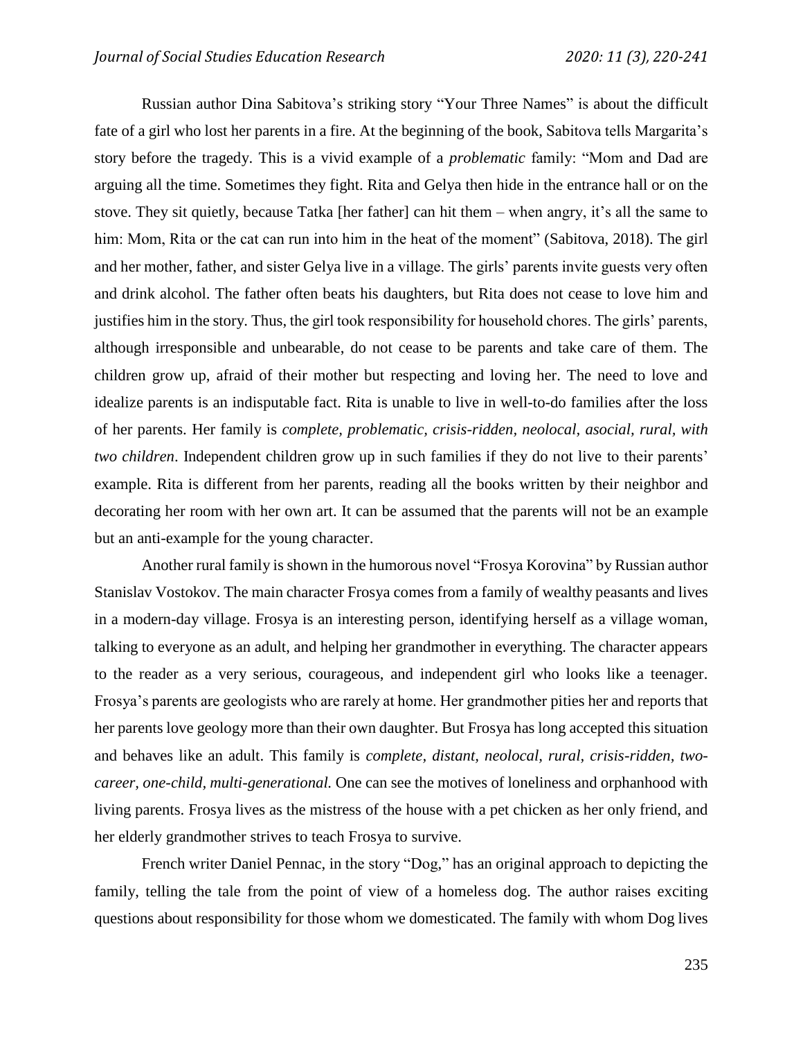Russian author Dina Sabitova's striking story "Your Three Names" is about the difficult fate of a girl who lost her parents in a fire. At the beginning of the book, Sabitova tells Margarita's story before the tragedy. This is a vivid example of a *problematic* family: "Mom and Dad are arguing all the time. Sometimes they fight. Rita and Gelya then hide in the entrance hall or on the stove. They sit quietly, because Tatka [her father] can hit them – when angry, it's all the same to him: Mom, Rita or the cat can run into him in the heat of the moment" (Sabitova, 2018). The girl and her mother, father, and sister Gelya live in a village. The girls' parents invite guests very often and drink alcohol. The father often beats his daughters, but Rita does not cease to love him and justifies him in the story. Thus, the girl took responsibility for household chores. The girls' parents, although irresponsible and unbearable, do not cease to be parents and take care of them. The children grow up, afraid of their mother but respecting and loving her. The need to love and idealize parents is an indisputable fact. Rita is unable to live in well-to-do families after the loss of her parents. Her family is *complete, problematic, crisis-ridden, neolocal, asocial, rural, with two children*. Independent children grow up in such families if they do not live to their parents' example. Rita is different from her parents, reading all the books written by their neighbor and decorating her room with her own art. It can be assumed that the parents will not be an example but an anti-example for the young character.

Another rural family is shown in the humorous novel "Frosya Korovina" by Russian author Stanislav Vostokov. The main character Frosya comes from a family of wealthy peasants and lives in a modern-day village. Frosya is an interesting person, identifying herself as a village woman, talking to everyone as an adult, and helping her grandmother in everything. The character appears to the reader as a very serious, courageous, and independent girl who looks like a teenager. Frosya's parents are geologists who are rarely at home. Her grandmother pities her and reports that her parents love geology more than their own daughter. But Frosya has long accepted this situation and behaves like an adult. This family is *complete, distant, neolocal, rural, crisis-ridden, two-career, one-child, multi-generational.* One can see the motives of loneliness and orphanhood with living parents. Frosya lives as the mistress of the house with a pet chicken as her only friend, and her elderly grandmother strives to teach Frosya to survive.

French writer Daniel Pennac, in the story "Dog," has an original approach to depicting the family, telling the tale from the point of view of a homeless dog. The author raises exciting questions about responsibility for those whom we domesticated. The family with whom Dog lives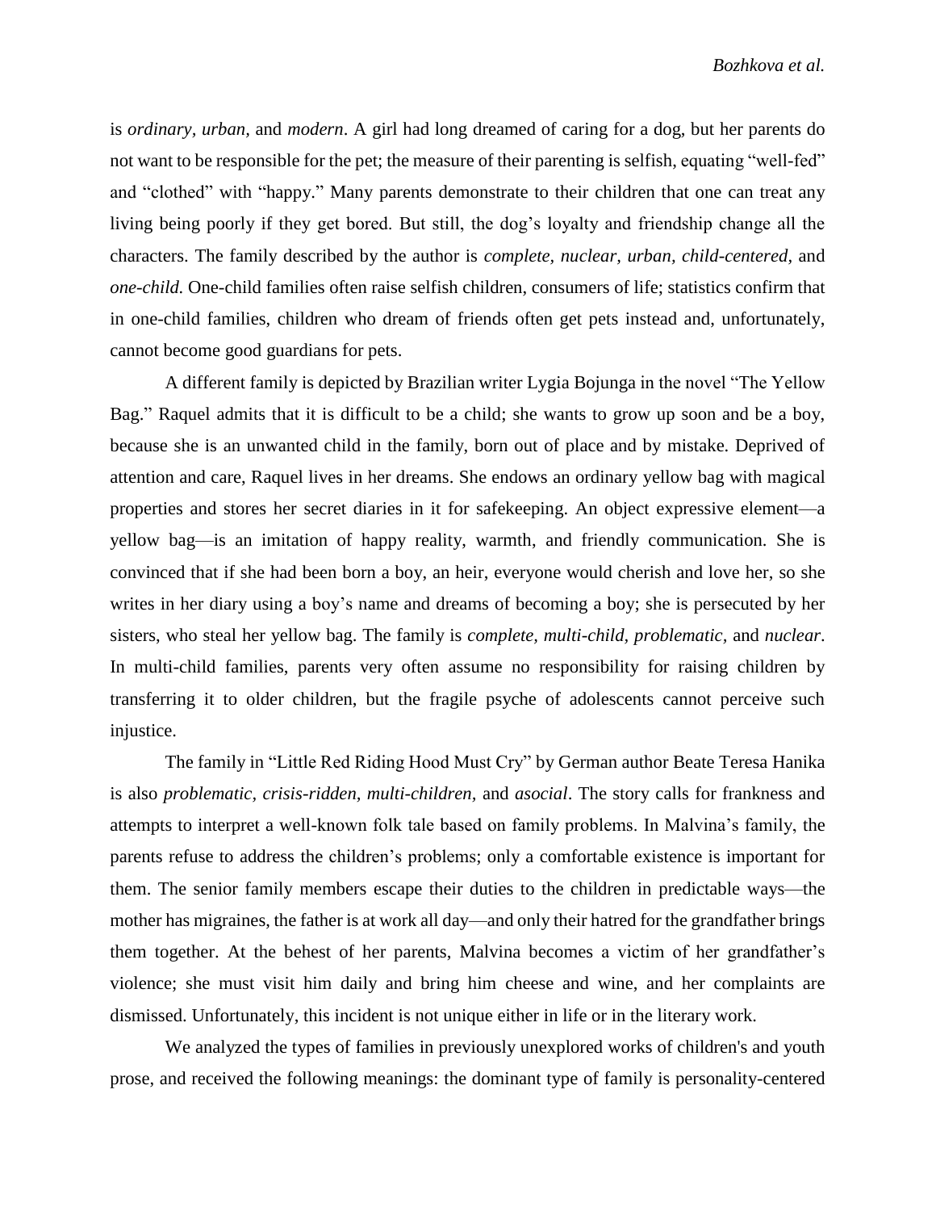is *ordinary*, *urban*, and *modern*. A girl had long dreamed of caring for a dog, but her parents do not want to be responsible for the pet; the measure of their parenting is selfish, equating "well-fed" and "clothed" with "happy." Many parents demonstrate to their children that one can treat any living being poorly if they get bored. But still, the dog's loyalty and friendship change all the characters. The family described by the author is *complete*, *nuclear*, *urban*, *child-centered*, and *one-child*. One-child families often raise selfish children, consumers of life; statistics confirm that in one-child families, children who dream of friends often get pets instead and, unfortunately, cannot become good guardians for pets.

A different family is depicted by Brazilian writer Lygia Bojunga in the novel "The Yellow Bag." Raquel admits that it is difficult to be a child; she wants to grow up soon and be a boy, because she is an unwanted child in the family, born out of place and by mistake. Deprived of attention and care, Raquel lives in her dreams. She endows an ordinary yellow bag with magical properties and stores her secret diaries in it for safekeeping. An object expressive element—a yellow bag—is an imitation of happy reality, warmth, and friendly communication. She is convinced that if she had been born a boy, an heir, everyone would cherish and love her, so she writes in her diary using a boy's name and dreams of becoming a boy; she is persecuted by her sisters, who steal her yellow bag. The family is *complete*, *multi-child*, *problematic*, and *nuclear*. In multi-child families, parents very often assume no responsibility for raising children by transferring it to older children, but the fragile psyche of adolescents cannot perceive such injustice.

The family in "Little Red Riding Hood Must Cry" by German author Beate Teresa Hanika is also *problematic*, *crisis-ridden*, *multi-children*, and *asocial*. The story calls for frankness and attempts to interpret a well-known folk tale based on family problems. In Malvina's family, the parents refuse to address the children's problems; only a comfortable existence is important for them. The senior family members escape their duties to the children in predictable ways—the mother has migraines, the father is at work all day—and only their hatred for the grandfather brings them together. At the behest of her parents, Malvina becomes a victim of her grandfather's violence; she must visit him daily and bring him cheese and wine, and her complaints are dismissed. Unfortunately, this incident is not unique either in life or in the literary work.

We analyzed the types of families in previously unexplored works of children's and youth prose, and received the following meanings: the dominant type of family is personality-centered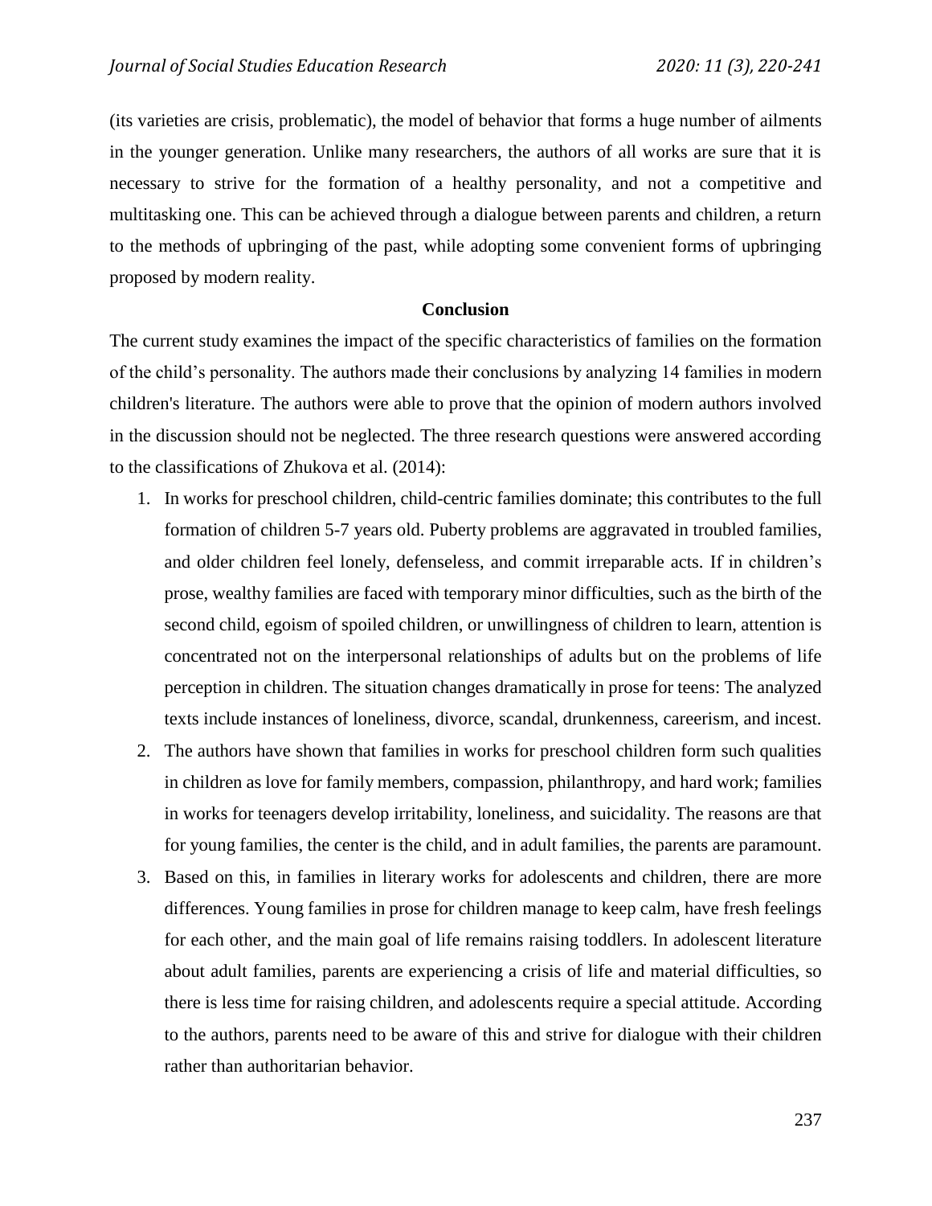(its varieties are crisis, problematic), the model of behavior that forms a huge number of ailments in the younger generation. Unlike many researchers, the authors of all works are sure that it is necessary to strive for the formation of a healthy personality, and not a competitive and multitasking one. This can be achieved through a dialogue between parents and children, a return to the methods of upbringing of the past, while adopting some convenient forms of upbringing proposed by modern reality.

## Conclusion

The current study examines the impact of the specific characteristics of families on the formation of the child's personality. The authors made their conclusions by analyzing 14 families in modern children's literature. The authors were able to prove that the opinion of modern authors involved in the discussion should not be neglected. The three research questions were answered according to the classifications of Zhukova et al. (2014):

1. In works for preschool children, child-centric families dominate; this contributes to the full formation of children 5-7 years old. Puberty problems are aggravated in troubled families, and older children feel lonely, defenseless, and commit irreparable acts. If in children's prose, wealthy families are faced with temporary minor difficulties, such as the birth of the second child, egoism of spoiled children, or unwillingness of children to learn, attention is concentrated not on the interpersonal relationships of adults but on the problems of life perception in children. The situation changes dramatically in prose for teens: The analyzed texts include instances of loneliness, divorce, scandal, drunkenness, careerism, and incest.
2. The authors have shown that families in works for preschool children form such qualities in children as love for family members, compassion, philanthropy, and hard work; families in works for teenagers develop irritability, loneliness, and suicidality. The reasons are that for young families, the center is the child, and in adult families, the parents are paramount.
3. Based on this, in families in literary works for adolescents and children, there are more differences. Young families in prose for children manage to keep calm, have fresh feelings for each other, and the main goal of life remains raising toddlers. In adolescent literature about adult families, parents are experiencing a crisis of life and material difficulties, so there is less time for raising children, and adolescents require a special attitude. According to the authors, parents need to be aware of this and strive for dialogue with their children rather than authoritarian behavior.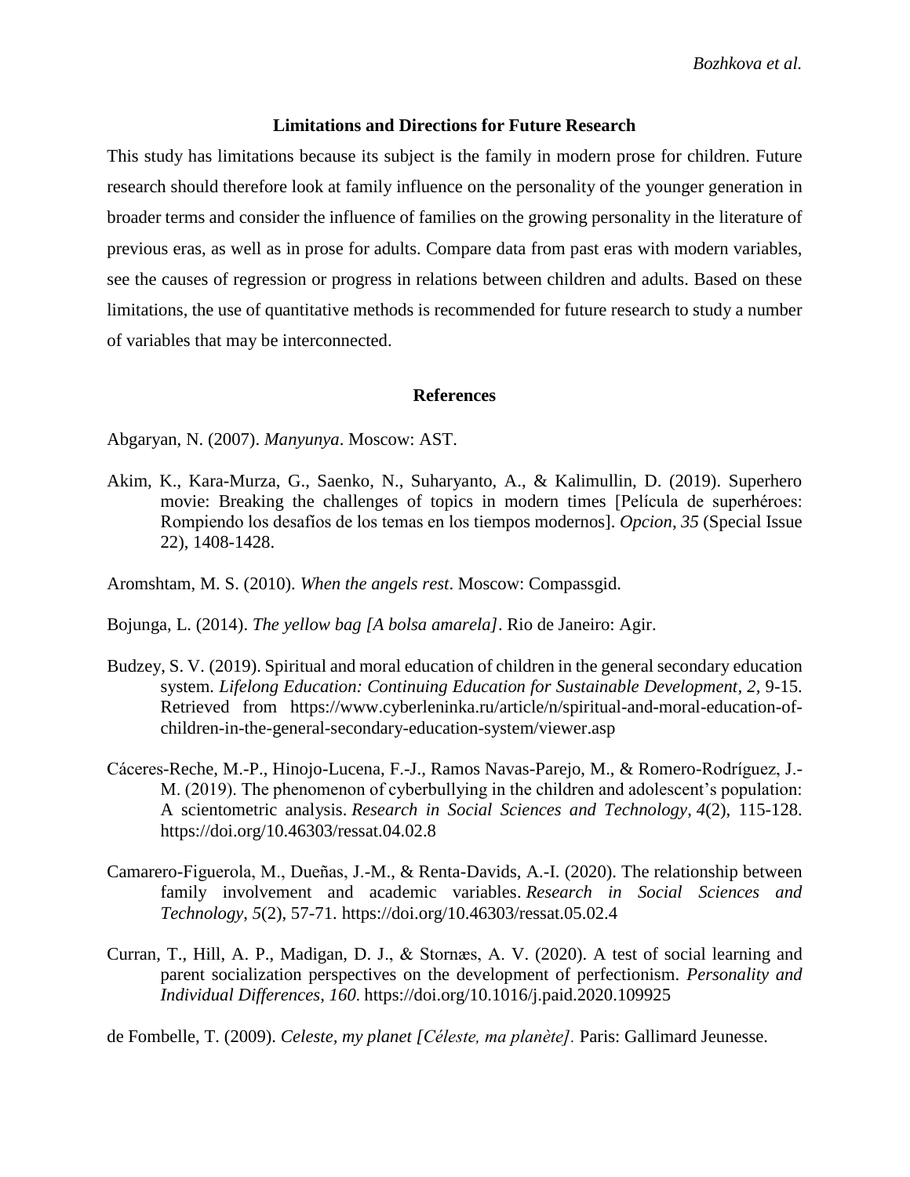## Limitations and Directions for Future Research

This study has limitations because its subject is the family in modern prose for children. Future research should therefore look at family influence on the personality of the younger generation in broader terms and consider the influence of families on the growing personality in the literature of previous eras, as well as in prose for adults. Compare data from past eras with modern variables, see the causes of regression or progress in relations between children and adults. Based on these limitations, the use of quantitative methods is recommended for future research to study a number of variables that may be interconnected.

## References

Abgaryan, N. (2007). *Manyunya*. Moscow: AST.

Akim, K., Kara-Murza, G., Saenko, N., Suharyanto, A., & Kalimullin, D. (2019). Superhero movie: Breaking the challenges of topics in modern times [Película de superhéroes: Rompiendo los desafíos de los temas en los tiempos modernos]. *Opcion*, *35* (Special Issue 22), 1408-1428.

Aromshtam, M. S. (2010). *When the angels rest*. Moscow: Compassgid.

Bojunga, L. (2014). *The yellow bag [A bolsa amarela]*. Rio de Janeiro: Agir.

Budzey, S. V. (2019). Spiritual and moral education of children in the general secondary education system. *Lifelong Education: Continuing Education for Sustainable Development*, *2*, 9-15. Retrieved from https://www.cyberleninka.ru/article/n/spiritual-and-moral-education-of-children-in-the-general-secondary-education-system/viewer.asp

Cáceres-Reche, M.-P., Hinojo-Lucena, F.-J., Ramos Navas-Parejo, M., & Romero-Rodríguez, J.-M. (2019). The phenomenon of cyberbullying in the children and adolescent's population: A scientometric analysis. *Research in Social Sciences and Technology*, *4*(2), 115-128. https://doi.org/10.46303/ressat.04.02.8

Camarero-Figuerola, M., Dueñas, J.-M., & Renta-Davids, A.-I. (2020). The relationship between family involvement and academic variables. *Research in Social Sciences and Technology*, *5*(2), 57-71. https://doi.org/10.46303/ressat.05.02.4

Curran, T., Hill, A. P., Madigan, D. J., & Stornæs, A. V. (2020). A test of social learning and parent socialization perspectives on the development of perfectionism. *Personality and Individual Differences*, *160*. https://doi.org/10.1016/j.paid.2020.109925

de Fombelle, T. (2009). *Celeste, my planet [Céleste, ma planète]*. Paris: Gallimard Jeunesse.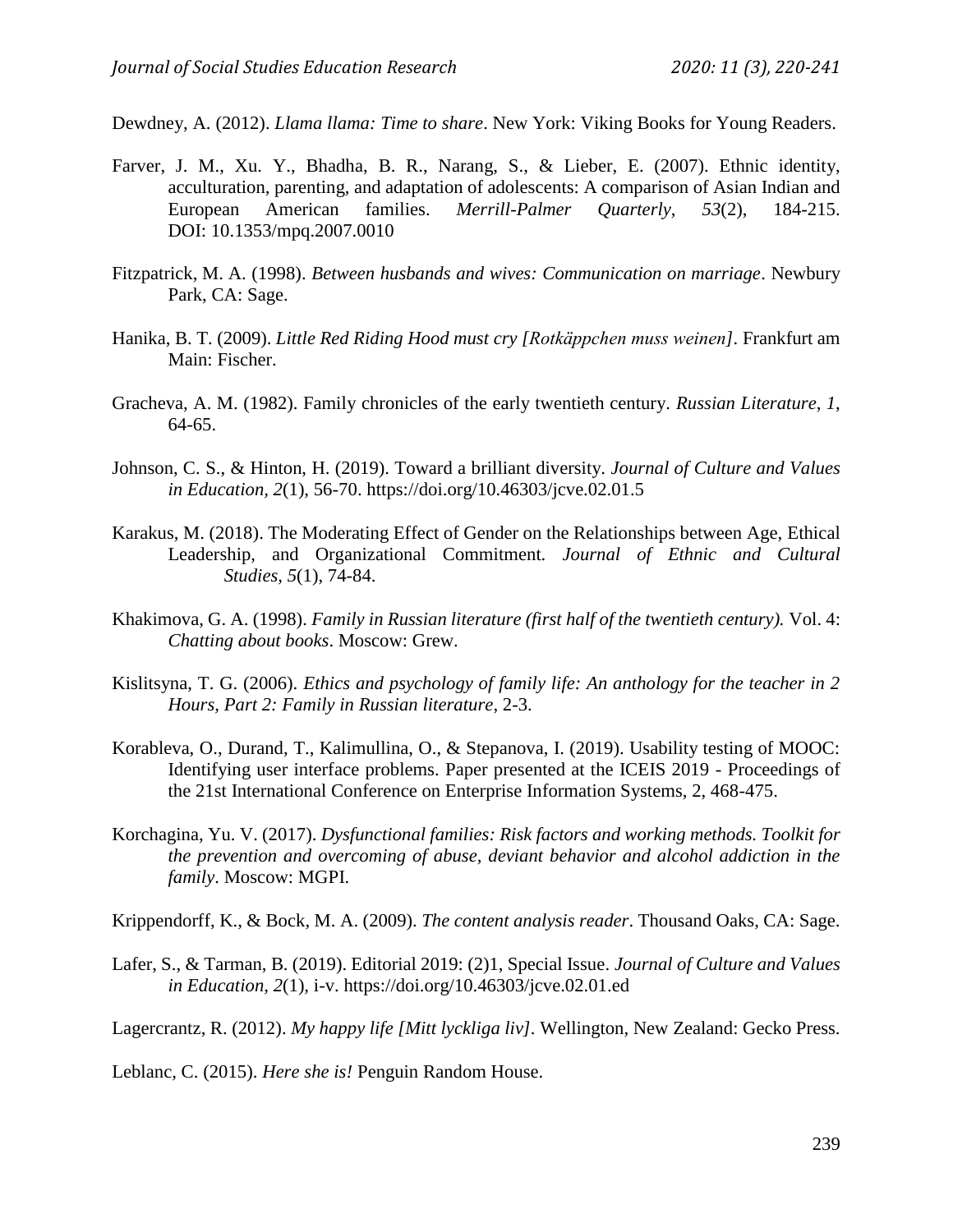Dewdney, A. (2012). *Llama llama: Time to share*. New York: Viking Books for Young Readers.

Farver, J. M., Xu. Y., Bhadha, B. R., Narang, S., & Lieber, E. (2007). Ethnic identity, acculturation, parenting, and adaptation of adolescents: A comparison of Asian Indian and European American families. *Merrill-Palmer Quarterly*, *53*(2), 184-215. DOI: 10.1353/mpq.2007.0010

Fitzpatrick, M. A. (1998). *Between husbands and wives: Communication on marriage*. Newbury Park, CA: Sage.

Hanika, B. T. (2009). *Little Red Riding Hood must cry [Rotkäppchen muss weinen]*. Frankfurt am Main: Fischer.

Gracheva, A. M. (1982). Family chronicles of the early twentieth century. *Russian Literature*, *1*, 64-65.

Johnson, C. S., & Hinton, H. (2019). Toward a brilliant diversity. *Journal of Culture and Values in Education, 2*(1), 56-70. https://doi.org/10.46303/jcve.02.01.5

Karakus, M. (2018). The Moderating Effect of Gender on the Relationships between Age, Ethical Leadership, and Organizational Commitment. *Journal of Ethnic and Cultural Studies, 5*(1), 74-84.

Khakimova, G. A. (1998). *Family in Russian literature (first half of the twentieth century).* Vol. 4: *Chatting about books*. Moscow: Grew.

Kislitsyna, T. G. (2006). *Ethics and psychology of family life: An anthology for the teacher in 2 Hours, Part 2: Family in Russian literature*, 2-3.

Korableva, O., Durand, T., Kalimullina, O., & Stepanova, I. (2019). Usability testing of MOOC: Identifying user interface problems. Paper presented at the ICEIS 2019 - Proceedings of the 21st International Conference on Enterprise Information Systems, 2, 468-475.

Korchagina, Yu. V. (2017). *Dysfunctional families: Risk factors and working methods. Toolkit for the prevention and overcoming of abuse, deviant behavior and alcohol addiction in the family*. Moscow: MGPI.

Krippendorff, K., & Bock, M. A. (2009). *The content analysis reader*. Thousand Oaks, CA: Sage.

Lafer, S., & Tarman, B. (2019). Editorial 2019: (2)1, Special Issue. *Journal of Culture and Values in Education*, *2*(1), i-v. https://doi.org/10.46303/jcve.02.01.ed

Lagercrantz, R. (2012). *My happy life [Mitt lyckliga liv]*. Wellington, New Zealand: Gecko Press.

Leblanc, C. (2015). *Here she is!* Penguin Random House.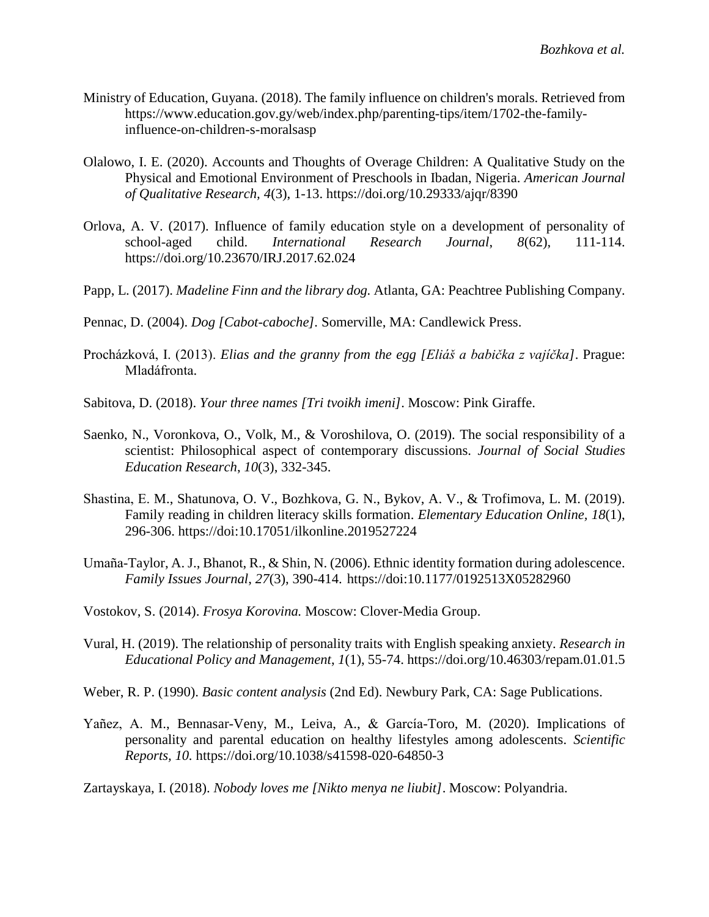Ministry of Education, Guyana. (2018). The family influence on children's morals. Retrieved from https://www.education.gov.gy/web/index.php/parenting-tips/item/1702-the-family-influence-on-children-s-moralsasp

Olalowo, I. E. (2020). Accounts and Thoughts of Overage Children: A Qualitative Study on the Physical and Emotional Environment of Preschools in Ibadan, Nigeria. *American Journal of Qualitative Research, 4*(3), 1-13. https://doi.org/10.29333/ajqr/8390

Orlova, A. V. (2017). Influence of family education style on a development of personality of school-aged child. *International Research Journal*, *8*(62), 111-114. https://doi.org/10.23670/IRJ.2017.62.024

Papp, L. (2017). *Madeline Finn and the library dog.* Atlanta, GA: Peachtree Publishing Company.

Pennac, D. (2004). *Dog [Cabot-caboche]*. Somerville, MA: Candlewick Press.

Procházková, I. (2013). *Elias and the granny from the egg [Eliáš a babička z vajíčka]*. Prague: Mladáfronta.

Sabitova, D. (2018). *Your three names [Tri tvoikh imeni]*. Moscow: Pink Giraffe.

Saenko, N., Voronkova, O., Volk, M., & Voroshilova, O. (2019). The social responsibility of a scientist: Philosophical aspect of contemporary discussions. *Journal of Social Studies Education Research*, *10*(3), 332-345.

Shastina, E. M., Shatunova, O. V., Bozhkova, G. N., Bykov, A. V., & Trofimova, L. M. (2019). Family reading in children literacy skills formation. *Elementary Education Online, 18*(1), 296-306. https://doi:10.17051/ilkonline.2019527224

Umaña-Taylor, A. J., Bhanot, R., & Shin, N. (2006). Ethnic identity formation during adolescence. *Family Issues Journal*, *27*(3), 390-414. https://doi:10.1177/0192513X05282960

Vostokov, S. (2014). *Frosya Korovina.* Moscow: Clover-Media Group.

Vural, H. (2019). The relationship of personality traits with English speaking anxiety. *Research in Educational Policy and Management*, *1*(1), 55-74. https://doi.org/10.46303/repam.01.01.5

Weber, R. P. (1990). *Basic content analysis* (2nd Ed). Newbury Park, CA: Sage Publications.

Yañez, A. M., Bennasar-Veny, M., Leiva, A., & García-Toro, M. (2020). Implications of personality and parental education on healthy lifestyles among adolescents. *Scientific Reports, 10.* https://doi.org/10.1038/s41598-020-64850-3

Zartayskaya, I. (2018). *Nobody loves me [Nikto menya ne liubit]*. Moscow: Polyandria.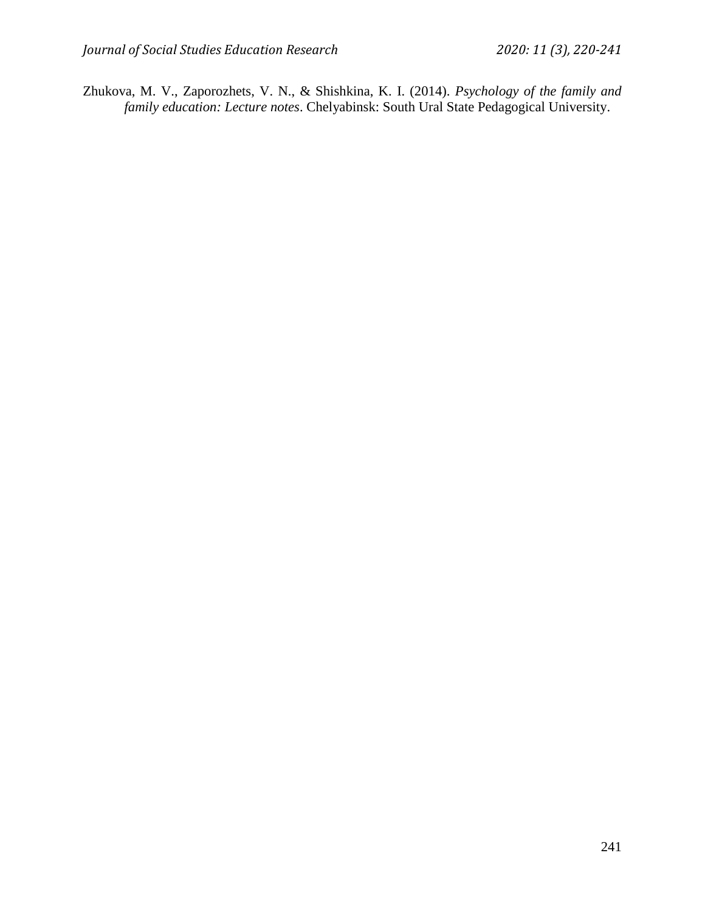Zhukova, M. V., Zaporozhets, V. N., & Shishkina, K. I. (2014). *Psychology of the family and family education: Lecture notes*. Chelyabinsk: South Ural State Pedagogical University.